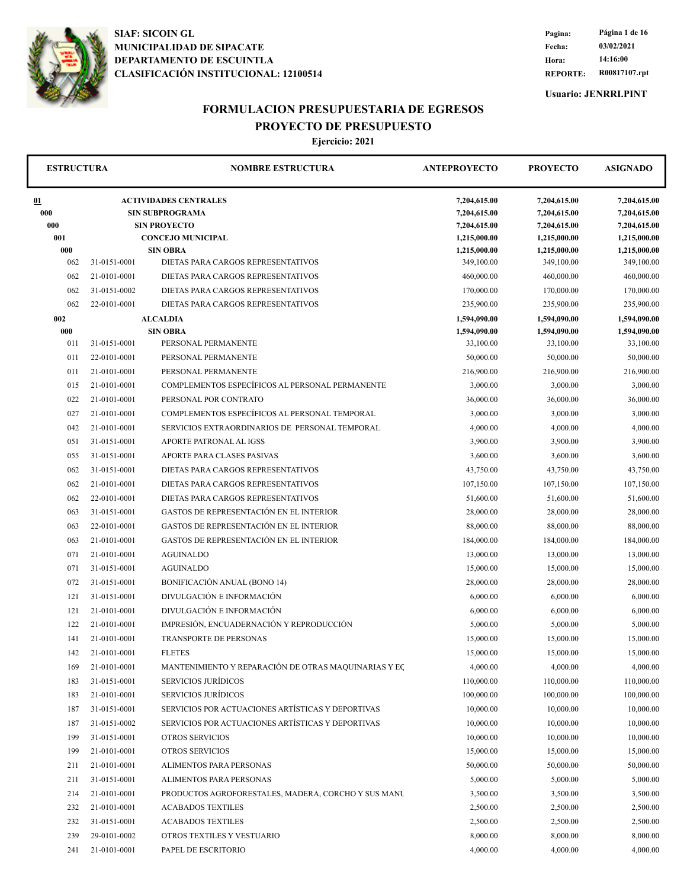**SIAF: SICOIN GL**
**MUNICIPALIDAD DE SIPACATE**
**DEPARTAMENTO DE ESCUINTLA**
**CLASIFICACIÓN INSTITUCIONAL: 12100514**

**Fecha:** 03/02/2021
**Hora:** 14:16:00
**REPORTE:** R00817107.rpt
**Usuario: JENRRI.PINT**

# FORMULACION PRESUPUESTARIA DE EGRESOS

## PROYECTO DE PRESUPUESTO

### Ejercicio: 2021

| ESTRUCTURA | | NOMBRE ESTRUCTURA | ANTEPROYECTO | PROYECTO | ASIGNADO |
|---|---|---|---|---|---|
| **01** | | **ACTIVIDADES CENTRALES** | **7,204,615.00** | **7,204,615.00** | **7,204,615.00** |
| **000** | | **SIN SUBPROGRAMA** | **7,204,615.00** | **7,204,615.00** | **7,204,615.00** |
| **000** | | **SIN PROYECTO** | **7,204,615.00** | **7,204,615.00** | **7,204,615.00** |
| **001** | | **CONCEJO MUNICIPAL** | **1,215,000.00** | **1,215,000.00** | **1,215,000.00** |
| **000** | | **SIN OBRA** | **1,215,000.00** | **1,215,000.00** | **1,215,000.00** |
| 062 | 31-0151-0001 | DIETAS PARA CARGOS REPRESENTATIVOS | 349,100.00 | 349,100.00 | 349,100.00 |
| 062 | 21-0101-0001 | DIETAS PARA CARGOS REPRESENTATIVOS | 460,000.00 | 460,000.00 | 460,000.00 |
| 062 | 31-0151-0002 | DIETAS PARA CARGOS REPRESENTATIVOS | 170,000.00 | 170,000.00 | 170,000.00 |
| 062 | 22-0101-0001 | DIETAS PARA CARGOS REPRESENTATIVOS | 235,900.00 | 235,900.00 | 235,900.00 |
| **002** | | **ALCALDIA** | **1,594,090.00** | **1,594,090.00** | **1,594,090.00** |
| **000** | | **SIN OBRA** | **1,594,090.00** | **1,594,090.00** | **1,594,090.00** |
| 011 | 31-0151-0001 | PERSONAL PERMANENTE | 33,100.00 | 33,100.00 | 33,100.00 |
| 011 | 22-0101-0001 | PERSONAL PERMANENTE | 50,000.00 | 50,000.00 | 50,000.00 |
| 011 | 21-0101-0001 | PERSONAL PERMANENTE | 216,900.00 | 216,900.00 | 216,900.00 |
| 015 | 21-0101-0001 | COMPLEMENTOS ESPECÍFICOS AL PERSONAL PERMANENTE | 3,000.00 | 3,000.00 | 3,000.00 |
| 022 | 21-0101-0001 | PERSONAL POR CONTRATO | 36,000.00 | 36,000.00 | 36,000.00 |
| 027 | 21-0101-0001 | COMPLEMENTOS ESPECÍFICOS AL PERSONAL TEMPORAL | 3,000.00 | 3,000.00 | 3,000.00 |
| 042 | 21-0101-0001 | SERVICIOS EXTRAORDINARIOS DE PERSONAL TEMPORAL | 4,000.00 | 4,000.00 | 4,000.00 |
| 051 | 31-0151-0001 | APORTE PATRONAL AL IGSS | 3,900.00 | 3,900.00 | 3,900.00 |
| 055 | 31-0151-0001 | APORTE PARA CLASES PASIVAS | 3,600.00 | 3,600.00 | 3,600.00 |
| 062 | 31-0151-0001 | DIETAS PARA CARGOS REPRESENTATIVOS | 43,750.00 | 43,750.00 | 43,750.00 |
| 062 | 21-0101-0001 | DIETAS PARA CARGOS REPRESENTATIVOS | 107,150.00 | 107,150.00 | 107,150.00 |
| 062 | 22-0101-0001 | DIETAS PARA CARGOS REPRESENTATIVOS | 51,600.00 | 51,600.00 | 51,600.00 |
| 063 | 31-0151-0001 | GASTOS DE REPRESENTACIÓN EN EL INTERIOR | 28,000.00 | 28,000.00 | 28,000.00 |
| 063 | 22-0101-0001 | GASTOS DE REPRESENTACIÓN EN EL INTERIOR | 88,000.00 | 88,000.00 | 88,000.00 |
| 063 | 21-0101-0001 | GASTOS DE REPRESENTACIÓN EN EL INTERIOR | 184,000.00 | 184,000.00 | 184,000.00 |
| 071 | 21-0101-0001 | AGUINALDO | 13,000.00 | 13,000.00 | 13,000.00 |
| 071 | 31-0151-0001 | AGUINALDO | 15,000.00 | 15,000.00 | 15,000.00 |
| 072 | 31-0151-0001 | BONIFICACIÓN ANUAL (BONO 14) | 28,000.00 | 28,000.00 | 28,000.00 |
| 121 | 31-0151-0001 | DIVULGACIÓN E INFORMACIÓN | 6,000.00 | 6,000.00 | 6,000.00 |
| 121 | 21-0101-0001 | DIVULGACIÓN E INFORMACIÓN | 6,000.00 | 6,000.00 | 6,000.00 |
| 122 | 21-0101-0001 | IMPRESIÓN, ENCUADERNACIÓN Y REPRODUCCIÓN | 5,000.00 | 5,000.00 | 5,000.00 |
| 141 | 21-0101-0001 | TRANSPORTE DE PERSONAS | 15,000.00 | 15,000.00 | 15,000.00 |
| 142 | 21-0101-0001 | FLETES | 15,000.00 | 15,000.00 | 15,000.00 |
| 169 | 21-0101-0001 | MANTENIMIENTO Y REPARACIÓN DE OTRAS MAQUINARIAS Y EQ | 4,000.00 | 4,000.00 | 4,000.00 |
| 183 | 31-0151-0001 | SERVICIOS JURÍDICOS | 110,000.00 | 110,000.00 | 110,000.00 |
| 183 | 21-0101-0001 | SERVICIOS JURÍDICOS | 100,000.00 | 100,000.00 | 100,000.00 |
| 187 | 31-0151-0001 | SERVICIOS POR ACTUACIONES ARTÍSTICAS Y DEPORTIVAS | 10,000.00 | 10,000.00 | 10,000.00 |
| 187 | 31-0151-0002 | SERVICIOS POR ACTUACIONES ARTÍSTICAS Y DEPORTIVAS | 10,000.00 | 10,000.00 | 10,000.00 |
| 199 | 31-0151-0001 | OTROS SERVICIOS | 10,000.00 | 10,000.00 | 10,000.00 |
| 199 | 21-0101-0001 | OTROS SERVICIOS | 15,000.00 | 15,000.00 | 15,000.00 |
| 211 | 21-0101-0001 | ALIMENTOS PARA PERSONAS | 50,000.00 | 50,000.00 | 50,000.00 |
| 211 | 31-0151-0001 | ALIMENTOS PARA PERSONAS | 5,000.00 | 5,000.00 | 5,000.00 |
| 214 | 21-0101-0001 | PRODUCTOS AGROFORESTALES, MADERA, CORCHO Y SUS MANU | 3,500.00 | 3,500.00 | 3,500.00 |
| 232 | 21-0101-0001 | ACABADOS TEXTILES | 2,500.00 | 2,500.00 | 2,500.00 |
| 232 | 31-0151-0001 | ACABADOS TEXTILES | 2,500.00 | 2,500.00 | 2,500.00 |
| 239 | 29-0101-0002 | OTROS TEXTILES Y VESTUARIO | 8,000.00 | 8,000.00 | 8,000.00 |
| 241 | 21-0101-0001 | PAPEL DE ESCRITORIO | 4,000.00 | 4,000.00 | 4,000.00 |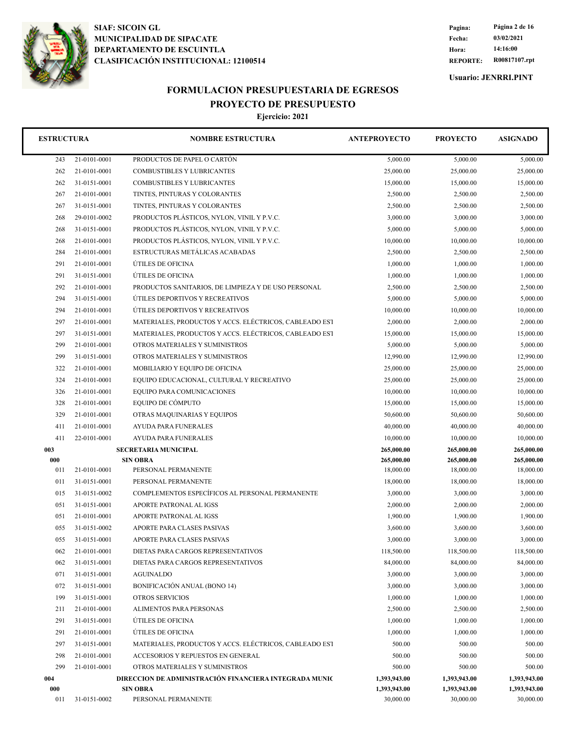**SIAF: SICOIN GL**
**MUNICIPALIDAD DE SIPACATE**
**DEPARTAMENTO DE ESCUINTLA**
**CLASIFICACIÓN INSTITUCIONAL: 12100514**

**Fecha:** 03/02/2021
**Hora:** 14:16:00
**REPORTE:** R00817107.rpt

**Usuario: JENRRI.PINT**

# FORMULACION PRESUPUESTARIA DE EGRESOS
## PROYECTO DE PRESUPUESTO
### Ejercicio: 2021

| ESTRUCTURA | | NOMBRE ESTRUCTURA | ANTEPROYECTO | PROYECTO | ASIGNADO |
|---|---|---|---|---|---|
| 243 | 21-0101-0001 | PRODUCTOS DE PAPEL O CARTÓN | 5,000.00 | 5,000.00 | 5,000.00 |
| 262 | 21-0101-0001 | COMBUSTIBLES Y LUBRICANTES | 25,000.00 | 25,000.00 | 25,000.00 |
| 262 | 31-0151-0001 | COMBUSTIBLES Y LUBRICANTES | 15,000.00 | 15,000.00 | 15,000.00 |
| 267 | 21-0101-0001 | TINTES, PINTURAS Y COLORANTES | 2,500.00 | 2,500.00 | 2,500.00 |
| 267 | 31-0151-0001 | TINTES, PINTURAS Y COLORANTES | 2,500.00 | 2,500.00 | 2,500.00 |
| 268 | 29-0101-0002 | PRODUCTOS PLÁSTICOS, NYLON, VINIL Y P.V.C. | 3,000.00 | 3,000.00 | 3,000.00 |
| 268 | 31-0151-0001 | PRODUCTOS PLÁSTICOS, NYLON, VINIL Y P.V.C. | 5,000.00 | 5,000.00 | 5,000.00 |
| 268 | 21-0101-0001 | PRODUCTOS PLÁSTICOS, NYLON, VINIL Y P.V.C. | 10,000.00 | 10,000.00 | 10,000.00 |
| 284 | 21-0101-0001 | ESTRUCTURAS METÁLICAS ACABADAS | 2,500.00 | 2,500.00 | 2,500.00 |
| 291 | 21-0101-0001 | ÚTILES DE OFICINA | 1,000.00 | 1,000.00 | 1,000.00 |
| 291 | 31-0151-0001 | ÚTILES DE OFICINA | 1,000.00 | 1,000.00 | 1,000.00 |
| 292 | 21-0101-0001 | PRODUCTOS SANITARIOS, DE LIMPIEZA Y DE USO PERSONAL | 2,500.00 | 2,500.00 | 2,500.00 |
| 294 | 31-0151-0001 | ÚTILES DEPORTIVOS Y RECREATIVOS | 5,000.00 | 5,000.00 | 5,000.00 |
| 294 | 21-0101-0001 | ÚTILES DEPORTIVOS Y RECREATIVOS | 10,000.00 | 10,000.00 | 10,000.00 |
| 297 | 21-0101-0001 | MATERIALES, PRODUCTOS Y ACCS. ELÉCTRICOS, CABLEADO EST | 2,000.00 | 2,000.00 | 2,000.00 |
| 297 | 31-0151-0001 | MATERIALES, PRODUCTOS Y ACCS. ELÉCTRICOS, CABLEADO EST | 15,000.00 | 15,000.00 | 15,000.00 |
| 299 | 21-0101-0001 | OTROS MATERIALES Y SUMINISTROS | 5,000.00 | 5,000.00 | 5,000.00 |
| 299 | 31-0151-0001 | OTROS MATERIALES Y SUMINISTROS | 12,990.00 | 12,990.00 | 12,990.00 |
| 322 | 21-0101-0001 | MOBILIARIO Y EQUIPO DE OFICINA | 25,000.00 | 25,000.00 | 25,000.00 |
| 324 | 21-0101-0001 | EQUIPO EDUCACIONAL, CULTURAL Y RECREATIVO | 25,000.00 | 25,000.00 | 25,000.00 |
| 326 | 21-0101-0001 | EQUIPO PARA COMUNICACIONES | 10,000.00 | 10,000.00 | 10,000.00 |
| 328 | 21-0101-0001 | EQUIPO DE CÓMPUTO | 15,000.00 | 15,000.00 | 15,000.00 |
| 329 | 21-0101-0001 | OTRAS MAQUINARIAS Y EQUIPOS | 50,600.00 | 50,600.00 | 50,600.00 |
| 411 | 21-0101-0001 | AYUDA PARA FUNERALES | 40,000.00 | 40,000.00 | 40,000.00 |
| 411 | 22-0101-0001 | AYUDA PARA FUNERALES | 10,000.00 | 10,000.00 | 10,000.00 |
| **003** | | **SECRETARIA MUNICIPAL** | **265,000.00** | **265,000.00** | **265,000.00** |
| **000** | | **SIN OBRA** | **265,000.00** | **265,000.00** | **265,000.00** |
| 011 | 21-0101-0001 | PERSONAL PERMANENTE | 18,000.00 | 18,000.00 | 18,000.00 |
| 011 | 31-0151-0001 | PERSONAL PERMANENTE | 18,000.00 | 18,000.00 | 18,000.00 |
| 015 | 31-0151-0002 | COMPLEMENTOS ESPECÍFICOS AL PERSONAL PERMANENTE | 3,000.00 | 3,000.00 | 3,000.00 |
| 051 | 31-0151-0001 | APORTE PATRONAL AL IGSS | 2,000.00 | 2,000.00 | 2,000.00 |
| 051 | 21-0101-0001 | APORTE PATRONAL AL IGSS | 1,900.00 | 1,900.00 | 1,900.00 |
| 055 | 31-0151-0002 | APORTE PARA CLASES PASIVAS | 3,600.00 | 3,600.00 | 3,600.00 |
| 055 | 31-0151-0001 | APORTE PARA CLASES PASIVAS | 3,000.00 | 3,000.00 | 3,000.00 |
| 062 | 21-0101-0001 | DIETAS PARA CARGOS REPRESENTATIVOS | 118,500.00 | 118,500.00 | 118,500.00 |
| 062 | 31-0151-0001 | DIETAS PARA CARGOS REPRESENTATIVOS | 84,000.00 | 84,000.00 | 84,000.00 |
| 071 | 31-0151-0001 | AGUINALDO | 3,000.00 | 3,000.00 | 3,000.00 |
| 072 | 31-0151-0001 | BONIFICACIÓN ANUAL (BONO 14) | 3,000.00 | 3,000.00 | 3,000.00 |
| 199 | 31-0151-0001 | OTROS SERVICIOS | 1,000.00 | 1,000.00 | 1,000.00 |
| 211 | 21-0101-0001 | ALIMENTOS PARA PERSONAS | 2,500.00 | 2,500.00 | 2,500.00 |
| 291 | 31-0151-0001 | ÚTILES DE OFICINA | 1,000.00 | 1,000.00 | 1,000.00 |
| 291 | 21-0101-0001 | ÚTILES DE OFICINA | 1,000.00 | 1,000.00 | 1,000.00 |
| 297 | 31-0151-0001 | MATERIALES, PRODUCTOS Y ACCS. ELÉCTRICOS, CABLEADO EST | 500.00 | 500.00 | 500.00 |
| 298 | 21-0101-0001 | ACCESORIOS Y REPUESTOS EN GENERAL | 500.00 | 500.00 | 500.00 |
| 299 | 21-0101-0001 | OTROS MATERIALES Y SUMINISTROS | 500.00 | 500.00 | 500.00 |
| **004** | | **DIRECCION DE ADMINISTRACIÓN FINANCIERA INTEGRADA MUNIC** | **1,393,943.00** | **1,393,943.00** | **1,393,943.00** |
| **000** | | **SIN OBRA** | **1,393,943.00** | **1,393,943.00** | **1,393,943.00** |
| 011 | 31-0151-0002 | PERSONAL PERMANENTE | 30,000.00 | 30,000.00 | 30,000.00 |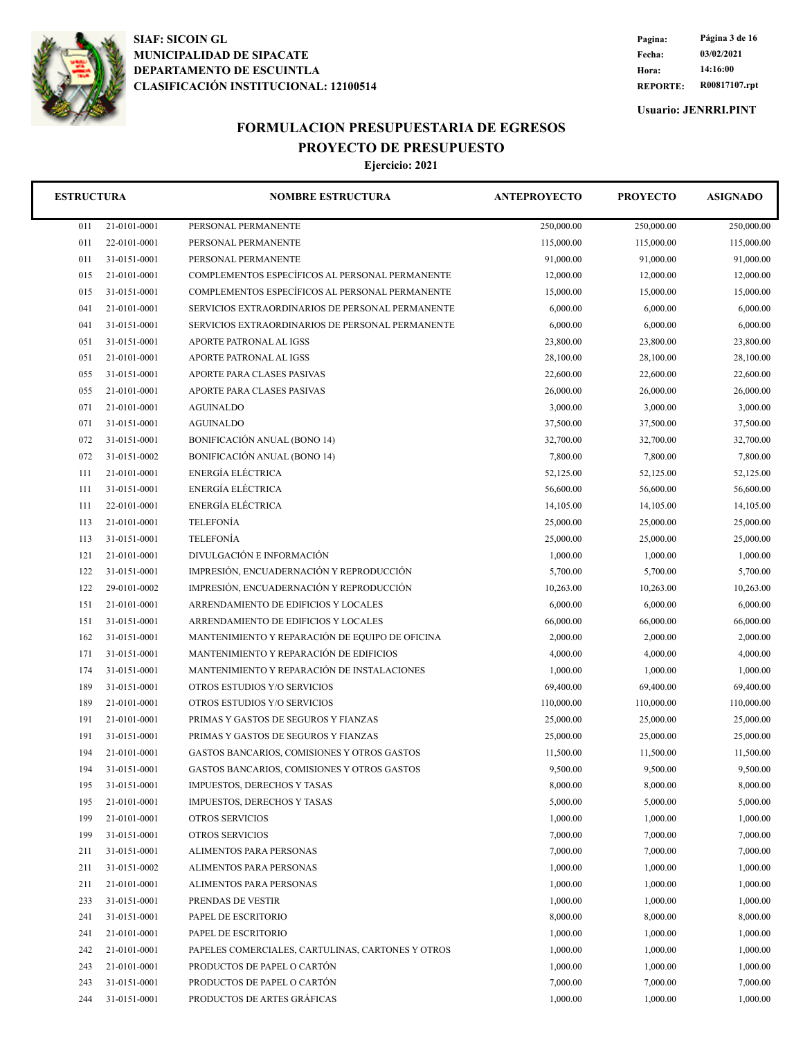**SIAF: SICOIN GL**
**MUNICIPALIDAD DE SIPACATE**
**DEPARTAMENTO DE ESCUINTLA**
**CLASIFICACIÓN INSTITUCIONAL: 12100514**

**Fecha:** 03/02/2021
**Hora:** 14:16:00
**REPORTE:** R00817107.rpt

**Usuario: JENRRI.PINT**

# FORMULACION PRESUPUESTARIA DE EGRESOS
## PROYECTO DE PRESUPUESTO
### Ejercicio: 2021

| ESTRUCTURA | | NOMBRE ESTRUCTURA | ANTEPROYECTO | PROYECTO | ASIGNADO |
|---|---|---|---|---|---|
| 011 | 21-0101-0001 | PERSONAL PERMANENTE | 250,000.00 | 250,000.00 | 250,000.00 |
| 011 | 22-0101-0001 | PERSONAL PERMANENTE | 115,000.00 | 115,000.00 | 115,000.00 |
| 011 | 31-0151-0001 | PERSONAL PERMANENTE | 91,000.00 | 91,000.00 | 91,000.00 |
| 015 | 21-0101-0001 | COMPLEMENTOS ESPECÍFICOS AL PERSONAL PERMANENTE | 12,000.00 | 12,000.00 | 12,000.00 |
| 015 | 31-0151-0001 | COMPLEMENTOS ESPECÍFICOS AL PERSONAL PERMANENTE | 15,000.00 | 15,000.00 | 15,000.00 |
| 041 | 21-0101-0001 | SERVICIOS EXTRAORDINARIOS DE PERSONAL PERMANENTE | 6,000.00 | 6,000.00 | 6,000.00 |
| 041 | 31-0151-0001 | SERVICIOS EXTRAORDINARIOS DE PERSONAL PERMANENTE | 6,000.00 | 6,000.00 | 6,000.00 |
| 051 | 31-0151-0001 | APORTE PATRONAL AL IGSS | 23,800.00 | 23,800.00 | 23,800.00 |
| 051 | 21-0101-0001 | APORTE PATRONAL AL IGSS | 28,100.00 | 28,100.00 | 28,100.00 |
| 055 | 31-0151-0001 | APORTE PARA CLASES PASIVAS | 22,600.00 | 22,600.00 | 22,600.00 |
| 055 | 21-0101-0001 | APORTE PARA CLASES PASIVAS | 26,000.00 | 26,000.00 | 26,000.00 |
| 071 | 21-0101-0001 | AGUINALDO | 3,000.00 | 3,000.00 | 3,000.00 |
| 071 | 31-0151-0001 | AGUINALDO | 37,500.00 | 37,500.00 | 37,500.00 |
| 072 | 31-0151-0001 | BONIFICACIÓN ANUAL (BONO 14) | 32,700.00 | 32,700.00 | 32,700.00 |
| 072 | 31-0151-0002 | BONIFICACIÓN ANUAL (BONO 14) | 7,800.00 | 7,800.00 | 7,800.00 |
| 111 | 21-0101-0001 | ENERGÍA ELÉCTRICA | 52,125.00 | 52,125.00 | 52,125.00 |
| 111 | 31-0151-0001 | ENERGÍA ELÉCTRICA | 56,600.00 | 56,600.00 | 56,600.00 |
| 111 | 22-0101-0001 | ENERGÍA ELÉCTRICA | 14,105.00 | 14,105.00 | 14,105.00 |
| 113 | 21-0101-0001 | TELEFONÍA | 25,000.00 | 25,000.00 | 25,000.00 |
| 113 | 31-0151-0001 | TELEFONÍA | 25,000.00 | 25,000.00 | 25,000.00 |
| 121 | 21-0101-0001 | DIVULGACIÓN E INFORMACIÓN | 1,000.00 | 1,000.00 | 1,000.00 |
| 122 | 31-0151-0001 | IMPRESIÓN, ENCUADERNACIÓN Y REPRODUCCIÓN | 5,700.00 | 5,700.00 | 5,700.00 |
| 122 | 29-0101-0002 | IMPRESIÓN, ENCUADERNACIÓN Y REPRODUCCIÓN | 10,263.00 | 10,263.00 | 10,263.00 |
| 151 | 21-0101-0001 | ARRENDAMIENTO DE EDIFICIOS Y LOCALES | 6,000.00 | 6,000.00 | 6,000.00 |
| 151 | 31-0151-0001 | ARRENDAMIENTO DE EDIFICIOS Y LOCALES | 66,000.00 | 66,000.00 | 66,000.00 |
| 162 | 31-0151-0001 | MANTENIMIENTO Y REPARACIÓN DE EQUIPO DE OFICINA | 2,000.00 | 2,000.00 | 2,000.00 |
| 171 | 31-0151-0001 | MANTENIMIENTO Y REPARACIÓN DE EDIFICIOS | 4,000.00 | 4,000.00 | 4,000.00 |
| 174 | 31-0151-0001 | MANTENIMIENTO Y REPARACIÓN DE INSTALACIONES | 1,000.00 | 1,000.00 | 1,000.00 |
| 189 | 31-0151-0001 | OTROS ESTUDIOS Y/O SERVICIOS | 69,400.00 | 69,400.00 | 69,400.00 |
| 189 | 21-0101-0001 | OTROS ESTUDIOS Y/O SERVICIOS | 110,000.00 | 110,000.00 | 110,000.00 |
| 191 | 21-0101-0001 | PRIMAS Y GASTOS DE SEGUROS Y FIANZAS | 25,000.00 | 25,000.00 | 25,000.00 |
| 191 | 31-0151-0001 | PRIMAS Y GASTOS DE SEGUROS Y FIANZAS | 25,000.00 | 25,000.00 | 25,000.00 |
| 194 | 21-0101-0001 | GASTOS BANCARIOS, COMISIONES Y OTROS GASTOS | 11,500.00 | 11,500.00 | 11,500.00 |
| 194 | 31-0151-0001 | GASTOS BANCARIOS, COMISIONES Y OTROS GASTOS | 9,500.00 | 9,500.00 | 9,500.00 |
| 195 | 31-0151-0001 | IMPUESTOS, DERECHOS Y TASAS | 8,000.00 | 8,000.00 | 8,000.00 |
| 195 | 21-0101-0001 | IMPUESTOS, DERECHOS Y TASAS | 5,000.00 | 5,000.00 | 5,000.00 |
| 199 | 21-0101-0001 | OTROS SERVICIOS | 1,000.00 | 1,000.00 | 1,000.00 |
| 199 | 31-0151-0001 | OTROS SERVICIOS | 7,000.00 | 7,000.00 | 7,000.00 |
| 211 | 31-0151-0001 | ALIMENTOS PARA PERSONAS | 7,000.00 | 7,000.00 | 7,000.00 |
| 211 | 31-0151-0002 | ALIMENTOS PARA PERSONAS | 1,000.00 | 1,000.00 | 1,000.00 |
| 211 | 21-0101-0001 | ALIMENTOS PARA PERSONAS | 1,000.00 | 1,000.00 | 1,000.00 |
| 233 | 31-0151-0001 | PRENDAS DE VESTIR | 1,000.00 | 1,000.00 | 1,000.00 |
| 241 | 31-0151-0001 | PAPEL DE ESCRITORIO | 8,000.00 | 8,000.00 | 8,000.00 |
| 241 | 21-0101-0001 | PAPEL DE ESCRITORIO | 1,000.00 | 1,000.00 | 1,000.00 |
| 242 | 21-0101-0001 | PAPELES COMERCIALES, CARTULINAS, CARTONES Y OTROS | 1,000.00 | 1,000.00 | 1,000.00 |
| 243 | 21-0101-0001 | PRODUCTOS DE PAPEL O CARTÓN | 1,000.00 | 1,000.00 | 1,000.00 |
| 243 | 31-0151-0001 | PRODUCTOS DE PAPEL O CARTÓN | 7,000.00 | 7,000.00 | 7,000.00 |
| 244 | 31-0151-0001 | PRODUCTOS DE ARTES GRÁFICAS | 1,000.00 | 1,000.00 | 1,000.00 |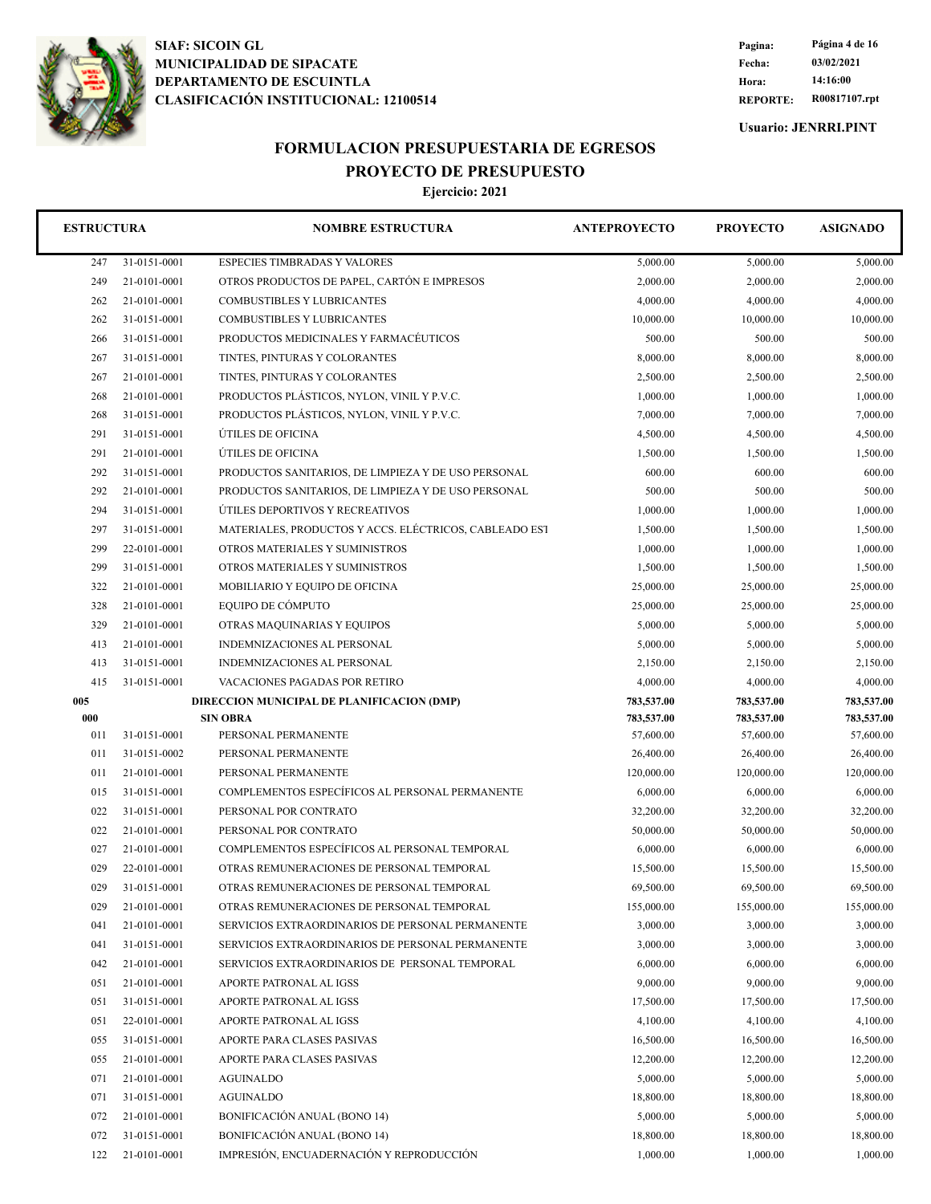**SIAF: SICOIN GL**
**MUNICIPALIDAD DE SIPACATE**
**DEPARTAMENTO DE ESCUINTLA**
**CLASIFICACIÓN INSTITUCIONAL: 12100514**

**Fecha:** 03/02/2021
**Hora:** 14:16:00
**REPORTE:** R00817107.rpt

**Usuario: JENRRI.PINT**

# FORMULACION PRESUPUESTARIA DE EGRESOS
## PROYECTO DE PRESUPUESTO
### Ejercicio: 2021

| ESTRUCTURA | | NOMBRE ESTRUCTURA | ANTEPROYECTO | PROYECTO | ASIGNADO |
|---|---|---|---|---|---|
| 247 | 31-0151-0001 | ESPECIES TIMBRADAS Y VALORES | 5,000.00 | 5,000.00 | 5,000.00 |
| 249 | 21-0101-0001 | OTROS PRODUCTOS DE PAPEL, CARTÓN E IMPRESOS | 2,000.00 | 2,000.00 | 2,000.00 |
| 262 | 21-0101-0001 | COMBUSTIBLES Y LUBRICANTES | 4,000.00 | 4,000.00 | 4,000.00 |
| 262 | 31-0151-0001 | COMBUSTIBLES Y LUBRICANTES | 10,000.00 | 10,000.00 | 10,000.00 |
| 266 | 31-0151-0001 | PRODUCTOS MEDICINALES Y FARMACÉUTICOS | 500.00 | 500.00 | 500.00 |
| 267 | 31-0151-0001 | TINTES, PINTURAS Y COLORANTES | 8,000.00 | 8,000.00 | 8,000.00 |
| 267 | 21-0101-0001 | TINTES, PINTURAS Y COLORANTES | 2,500.00 | 2,500.00 | 2,500.00 |
| 268 | 21-0101-0001 | PRODUCTOS PLÁSTICOS, NYLON, VINIL Y P.V.C. | 1,000.00 | 1,000.00 | 1,000.00 |
| 268 | 31-0151-0001 | PRODUCTOS PLÁSTICOS, NYLON, VINIL Y P.V.C. | 7,000.00 | 7,000.00 | 7,000.00 |
| 291 | 31-0151-0001 | ÚTILES DE OFICINA | 4,500.00 | 4,500.00 | 4,500.00 |
| 291 | 21-0101-0001 | ÚTILES DE OFICINA | 1,500.00 | 1,500.00 | 1,500.00 |
| 292 | 31-0151-0001 | PRODUCTOS SANITARIOS, DE LIMPIEZA Y DE USO PERSONAL | 600.00 | 600.00 | 600.00 |
| 292 | 21-0101-0001 | PRODUCTOS SANITARIOS, DE LIMPIEZA Y DE USO PERSONAL | 500.00 | 500.00 | 500.00 |
| 294 | 31-0151-0001 | ÚTILES DEPORTIVOS Y RECREATIVOS | 1,000.00 | 1,000.00 | 1,000.00 |
| 297 | 31-0151-0001 | MATERIALES, PRODUCTOS Y ACCS. ELÉCTRICOS, CABLEADO EST | 1,500.00 | 1,500.00 | 1,500.00 |
| 299 | 22-0101-0001 | OTROS MATERIALES Y SUMINISTROS | 1,000.00 | 1,000.00 | 1,000.00 |
| 299 | 31-0151-0001 | OTROS MATERIALES Y SUMINISTROS | 1,500.00 | 1,500.00 | 1,500.00 |
| 322 | 21-0101-0001 | MOBILIARIO Y EQUIPO DE OFICINA | 25,000.00 | 25,000.00 | 25,000.00 |
| 328 | 21-0101-0001 | EQUIPO DE CÓMPUTO | 25,000.00 | 25,000.00 | 25,000.00 |
| 329 | 21-0101-0001 | OTRAS MAQUINARIAS Y EQUIPOS | 5,000.00 | 5,000.00 | 5,000.00 |
| 413 | 21-0101-0001 | INDEMNIZACIONES AL PERSONAL | 5,000.00 | 5,000.00 | 5,000.00 |
| 413 | 31-0151-0001 | INDEMNIZACIONES AL PERSONAL | 2,150.00 | 2,150.00 | 2,150.00 |
| 415 | 31-0151-0001 | VACACIONES PAGADAS POR RETIRO | 4,000.00 | 4,000.00 | 4,000.00 |
| **005** | | **DIRECCION MUNICIPAL DE PLANIFICACION (DMP)** | **783,537.00** | **783,537.00** | **783,537.00** |
| **000** | | **SIN OBRA** | **783,537.00** | **783,537.00** | **783,537.00** |
| 011 | 31-0151-0001 | PERSONAL PERMANENTE | 57,600.00 | 57,600.00 | 57,600.00 |
| 011 | 31-0151-0002 | PERSONAL PERMANENTE | 26,400.00 | 26,400.00 | 26,400.00 |
| 011 | 21-0101-0001 | PERSONAL PERMANENTE | 120,000.00 | 120,000.00 | 120,000.00 |
| 015 | 31-0151-0001 | COMPLEMENTOS ESPECÍFICOS AL PERSONAL PERMANENTE | 6,000.00 | 6,000.00 | 6,000.00 |
| 022 | 31-0151-0001 | PERSONAL POR CONTRATO | 32,200.00 | 32,200.00 | 32,200.00 |
| 022 | 21-0101-0001 | PERSONAL POR CONTRATO | 50,000.00 | 50,000.00 | 50,000.00 |
| 027 | 21-0101-0001 | COMPLEMENTOS ESPECÍFICOS AL PERSONAL TEMPORAL | 6,000.00 | 6,000.00 | 6,000.00 |
| 029 | 22-0101-0001 | OTRAS REMUNERACIONES DE PERSONAL TEMPORAL | 15,500.00 | 15,500.00 | 15,500.00 |
| 029 | 31-0151-0001 | OTRAS REMUNERACIONES DE PERSONAL TEMPORAL | 69,500.00 | 69,500.00 | 69,500.00 |
| 029 | 21-0101-0001 | OTRAS REMUNERACIONES DE PERSONAL TEMPORAL | 155,000.00 | 155,000.00 | 155,000.00 |
| 041 | 21-0101-0001 | SERVICIOS EXTRAORDINARIOS DE PERSONAL PERMANENTE | 3,000.00 | 3,000.00 | 3,000.00 |
| 041 | 31-0151-0001 | SERVICIOS EXTRAORDINARIOS DE PERSONAL PERMANENTE | 3,000.00 | 3,000.00 | 3,000.00 |
| 042 | 21-0101-0001 | SERVICIOS EXTRAORDINARIOS DE PERSONAL TEMPORAL | 6,000.00 | 6,000.00 | 6,000.00 |
| 051 | 21-0101-0001 | APORTE PATRONAL AL IGSS | 9,000.00 | 9,000.00 | 9,000.00 |
| 051 | 31-0151-0001 | APORTE PATRONAL AL IGSS | 17,500.00 | 17,500.00 | 17,500.00 |
| 051 | 22-0101-0001 | APORTE PATRONAL AL IGSS | 4,100.00 | 4,100.00 | 4,100.00 |
| 055 | 31-0151-0001 | APORTE PARA CLASES PASIVAS | 16,500.00 | 16,500.00 | 16,500.00 |
| 055 | 21-0101-0001 | APORTE PARA CLASES PASIVAS | 12,200.00 | 12,200.00 | 12,200.00 |
| 071 | 21-0101-0001 | AGUINALDO | 5,000.00 | 5,000.00 | 5,000.00 |
| 071 | 31-0151-0001 | AGUINALDO | 18,800.00 | 18,800.00 | 18,800.00 |
| 072 | 21-0101-0001 | BONIFICACIÓN ANUAL (BONO 14) | 5,000.00 | 5,000.00 | 5,000.00 |
| 072 | 31-0151-0001 | BONIFICACIÓN ANUAL (BONO 14) | 18,800.00 | 18,800.00 | 18,800.00 |
| 122 | 21-0101-0001 | IMPRESIÓN, ENCUADERNACIÓN Y REPRODUCCIÓN | 1,000.00 | 1,000.00 | 1,000.00 |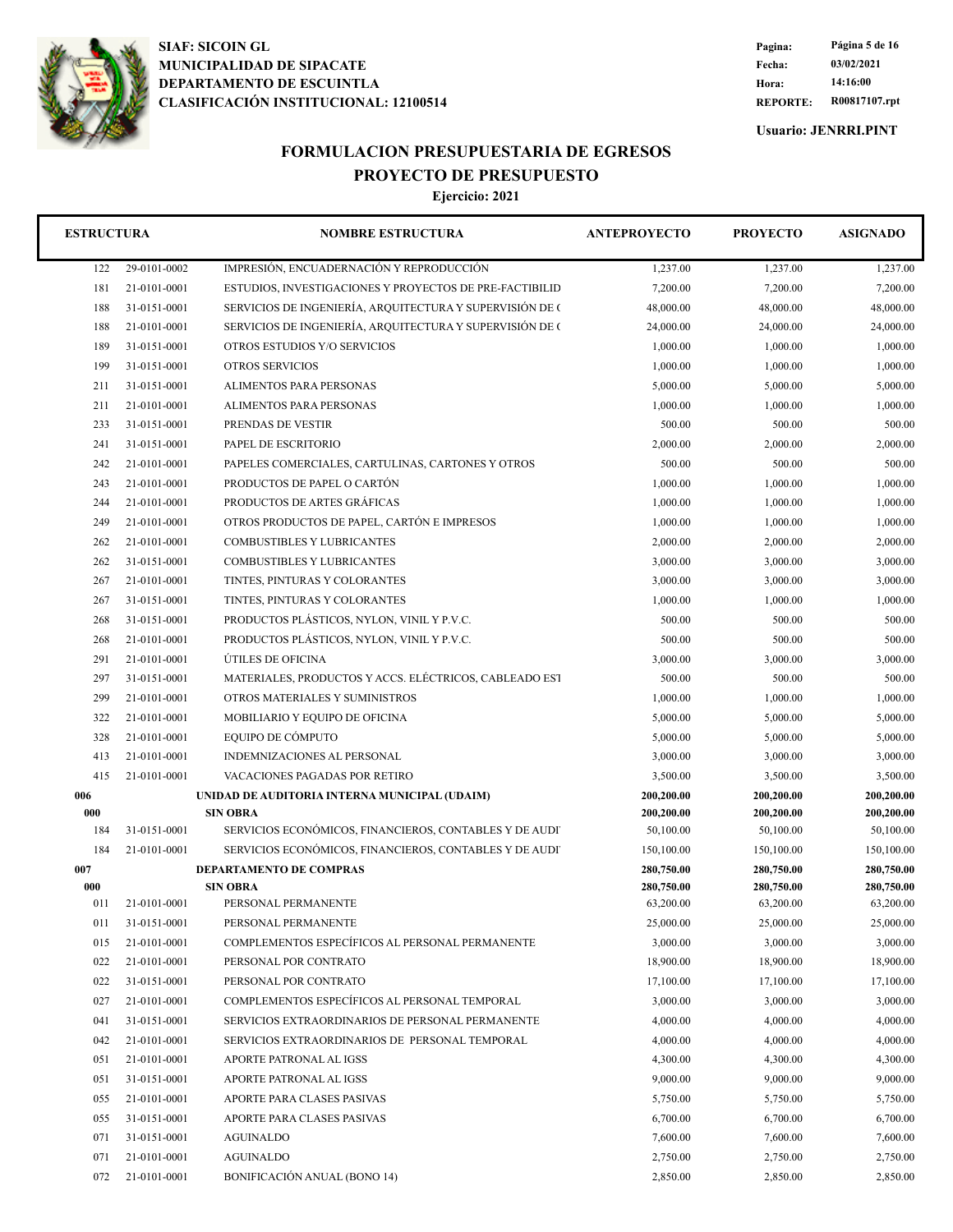**SIAF: SICOIN GL**
**MUNICIPALIDAD DE SIPACATE**
**DEPARTAMENTO DE ESCUINTLA**
**CLASIFICACIÓN INSTITUCIONAL: 12100514**

| | |
|---|---|
| **Fecha:** | **03/02/2021** |
| **Hora:** | **14:16:00** |
| **REPORTE:** | **R00817107.rpt** |

**Usuario: JENRRI.PINT**

# FORMULACION PRESUPUESTARIA DE EGRESOS
## PROYECTO DE PRESUPUESTO
### Ejercicio: 2021

| ESTRUCTURA | | NOMBRE ESTRUCTURA | ANTEPROYECTO | PROYECTO | ASIGNADO |
|---|---|---|---|---|---|
| 122 | 29-0101-0002 | IMPRESIÓN, ENCUADERNACIÓN Y REPRODUCCIÓN | 1,237.00 | 1,237.00 | 1,237.00 |
| 181 | 21-0101-0001 | ESTUDIOS, INVESTIGACIONES Y PROYECTOS DE PRE-FACTIBILID | 7,200.00 | 7,200.00 | 7,200.00 |
| 188 | 31-0151-0001 | SERVICIOS DE INGENIERÍA, ARQUITECTURA Y SUPERVISIÓN DE ( | 48,000.00 | 48,000.00 | 48,000.00 |
| 188 | 21-0101-0001 | SERVICIOS DE INGENIERÍA, ARQUITECTURA Y SUPERVISIÓN DE ( | 24,000.00 | 24,000.00 | 24,000.00 |
| 189 | 31-0151-0001 | OTROS ESTUDIOS Y/O SERVICIOS | 1,000.00 | 1,000.00 | 1,000.00 |
| 199 | 31-0151-0001 | OTROS SERVICIOS | 1,000.00 | 1,000.00 | 1,000.00 |
| 211 | 31-0151-0001 | ALIMENTOS PARA PERSONAS | 5,000.00 | 5,000.00 | 5,000.00 |
| 211 | 21-0101-0001 | ALIMENTOS PARA PERSONAS | 1,000.00 | 1,000.00 | 1,000.00 |
| 233 | 31-0151-0001 | PRENDAS DE VESTIR | 500.00 | 500.00 | 500.00 |
| 241 | 31-0151-0001 | PAPEL DE ESCRITORIO | 2,000.00 | 2,000.00 | 2,000.00 |
| 242 | 21-0101-0001 | PAPELES COMERCIALES, CARTULINAS, CARTONES Y OTROS | 500.00 | 500.00 | 500.00 |
| 243 | 21-0101-0001 | PRODUCTOS DE PAPEL O CARTÓN | 1,000.00 | 1,000.00 | 1,000.00 |
| 244 | 21-0101-0001 | PRODUCTOS DE ARTES GRÁFICAS | 1,000.00 | 1,000.00 | 1,000.00 |
| 249 | 21-0101-0001 | OTROS PRODUCTOS DE PAPEL, CARTÓN E IMPRESOS | 1,000.00 | 1,000.00 | 1,000.00 |
| 262 | 21-0101-0001 | COMBUSTIBLES Y LUBRICANTES | 2,000.00 | 2,000.00 | 2,000.00 |
| 262 | 31-0151-0001 | COMBUSTIBLES Y LUBRICANTES | 3,000.00 | 3,000.00 | 3,000.00 |
| 267 | 21-0101-0001 | TINTES, PINTURAS Y COLORANTES | 3,000.00 | 3,000.00 | 3,000.00 |
| 267 | 31-0151-0001 | TINTES, PINTURAS Y COLORANTES | 1,000.00 | 1,000.00 | 1,000.00 |
| 268 | 31-0151-0001 | PRODUCTOS PLÁSTICOS, NYLON, VINIL Y P.V.C. | 500.00 | 500.00 | 500.00 |
| 268 | 21-0101-0001 | PRODUCTOS PLÁSTICOS, NYLON, VINIL Y P.V.C. | 500.00 | 500.00 | 500.00 |
| 291 | 21-0101-0001 | ÚTILES DE OFICINA | 3,000.00 | 3,000.00 | 3,000.00 |
| 297 | 31-0151-0001 | MATERIALES, PRODUCTOS Y ACCS. ELÉCTRICOS, CABLEADO ESI | 500.00 | 500.00 | 500.00 |
| 299 | 21-0101-0001 | OTROS MATERIALES Y SUMINISTROS | 1,000.00 | 1,000.00 | 1,000.00 |
| 322 | 21-0101-0001 | MOBILIARIO Y EQUIPO DE OFICINA | 5,000.00 | 5,000.00 | 5,000.00 |
| 328 | 21-0101-0001 | EQUIPO DE CÓMPUTO | 5,000.00 | 5,000.00 | 5,000.00 |
| 413 | 21-0101-0001 | INDEMNIZACIONES AL PERSONAL | 3,000.00 | 3,000.00 | 3,000.00 |
| 415 | 21-0101-0001 | VACACIONES PAGADAS POR RETIRO | 3,500.00 | 3,500.00 | 3,500.00 |
| **006** | | **UNIDAD DE AUDITORIA INTERNA MUNICIPAL (UDAIM)** | **200,200.00** | **200,200.00** | **200,200.00** |
| **000** | | **SIN OBRA** | **200,200.00** | **200,200.00** | **200,200.00** |
| 184 | 31-0151-0001 | SERVICIOS ECONÓMICOS, FINANCIEROS, CONTABLES Y DE AUDI | 50,100.00 | 50,100.00 | 50,100.00 |
| 184 | 21-0101-0001 | SERVICIOS ECONÓMICOS, FINANCIEROS, CONTABLES Y DE AUDI | 150,100.00 | 150,100.00 | 150,100.00 |
| **007** | | **DEPARTAMENTO DE COMPRAS** | **280,750.00** | **280,750.00** | **280,750.00** |
| **000** | | **SIN OBRA** | **280,750.00** | **280,750.00** | **280,750.00** |
| 011 | 21-0101-0001 | PERSONAL PERMANENTE | 63,200.00 | 63,200.00 | 63,200.00 |
| 011 | 31-0151-0001 | PERSONAL PERMANENTE | 25,000.00 | 25,000.00 | 25,000.00 |
| 015 | 21-0101-0001 | COMPLEMENTOS ESPECÍFICOS AL PERSONAL PERMANENTE | 3,000.00 | 3,000.00 | 3,000.00 |
| 022 | 21-0101-0001 | PERSONAL POR CONTRATO | 18,900.00 | 18,900.00 | 18,900.00 |
| 022 | 31-0151-0001 | PERSONAL POR CONTRATO | 17,100.00 | 17,100.00 | 17,100.00 |
| 027 | 21-0101-0001 | COMPLEMENTOS ESPECÍFICOS AL PERSONAL TEMPORAL | 3,000.00 | 3,000.00 | 3,000.00 |
| 041 | 31-0151-0001 | SERVICIOS EXTRAORDINARIOS DE PERSONAL PERMANENTE | 4,000.00 | 4,000.00 | 4,000.00 |
| 042 | 21-0101-0001 | SERVICIOS EXTRAORDINARIOS DE PERSONAL TEMPORAL | 4,000.00 | 4,000.00 | 4,000.00 |
| 051 | 21-0101-0001 | APORTE PATRONAL AL IGSS | 4,300.00 | 4,300.00 | 4,300.00 |
| 051 | 31-0151-0001 | APORTE PATRONAL AL IGSS | 9,000.00 | 9,000.00 | 9,000.00 |
| 055 | 21-0101-0001 | APORTE PARA CLASES PASIVAS | 5,750.00 | 5,750.00 | 5,750.00 |
| 055 | 31-0151-0001 | APORTE PARA CLASES PASIVAS | 6,700.00 | 6,700.00 | 6,700.00 |
| 071 | 31-0151-0001 | AGUINALDO | 7,600.00 | 7,600.00 | 7,600.00 |
| 071 | 21-0101-0001 | AGUINALDO | 2,750.00 | 2,750.00 | 2,750.00 |
| 072 | 21-0101-0001 | BONIFICACIÓN ANUAL (BONO 14) | 2,850.00 | 2,850.00 | 2,850.00 |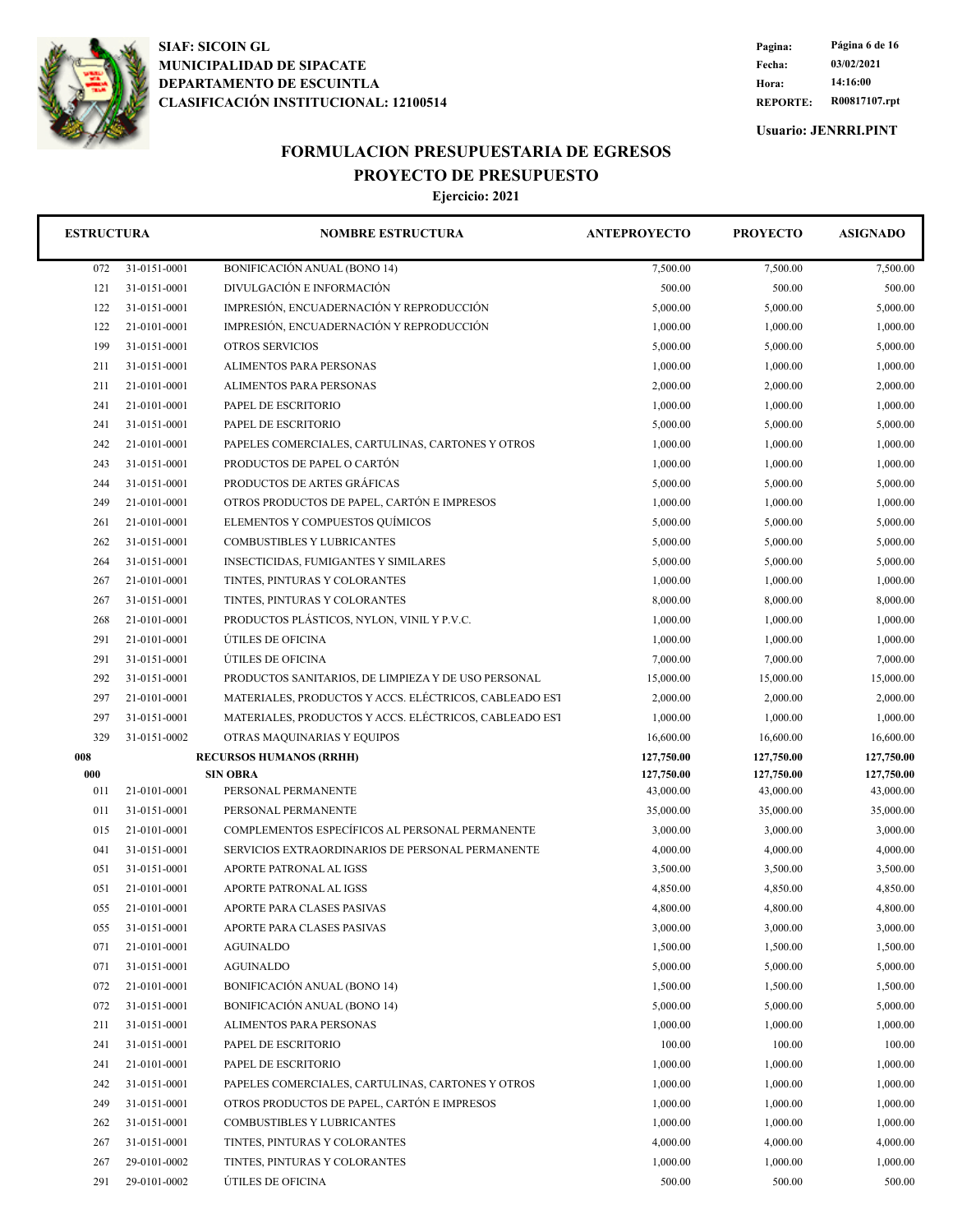**SIAF: SICOIN GL**
**MUNICIPALIDAD DE SIPACATE**
**DEPARTAMENTO DE ESCUINTLA**
**CLASIFICACIÓN INSTITUCIONAL: 12100514**

| | |
|---|---|
| **Fecha:** | **03/02/2021** |
| **Hora:** | **14:16:00** |
| **REPORTE:** | **R00817107.rpt** |

**Usuario: JENRRI.PINT**

## FORMULACION PRESUPUESTARIA DE EGRESOS
## PROYECTO DE PRESUPUESTO
### Ejercicio: 2021

| ESTRUCTURA | | NOMBRE ESTRUCTURA | ANTEPROYECTO | PROYECTO | ASIGNADO |
|---|---|---|---|---|---|
| 072 | 31-0151-0001 | BONIFICACIÓN ANUAL (BONO 14) | 7,500.00 | 7,500.00 | 7,500.00 |
| 121 | 31-0151-0001 | DIVULGACIÓN E INFORMACIÓN | 500.00 | 500.00 | 500.00 |
| 122 | 31-0151-0001 | IMPRESIÓN, ENCUADERNACIÓN Y REPRODUCCIÓN | 5,000.00 | 5,000.00 | 5,000.00 |
| 122 | 21-0101-0001 | IMPRESIÓN, ENCUADERNACIÓN Y REPRODUCCIÓN | 1,000.00 | 1,000.00 | 1,000.00 |
| 199 | 31-0151-0001 | OTROS SERVICIOS | 5,000.00 | 5,000.00 | 5,000.00 |
| 211 | 31-0151-0001 | ALIMENTOS PARA PERSONAS | 1,000.00 | 1,000.00 | 1,000.00 |
| 211 | 21-0101-0001 | ALIMENTOS PARA PERSONAS | 2,000.00 | 2,000.00 | 2,000.00 |
| 241 | 21-0101-0001 | PAPEL DE ESCRITORIO | 1,000.00 | 1,000.00 | 1,000.00 |
| 241 | 31-0151-0001 | PAPEL DE ESCRITORIO | 5,000.00 | 5,000.00 | 5,000.00 |
| 242 | 21-0101-0001 | PAPELES COMERCIALES, CARTULINAS, CARTONES Y OTROS | 1,000.00 | 1,000.00 | 1,000.00 |
| 243 | 31-0151-0001 | PRODUCTOS DE PAPEL O CARTÓN | 1,000.00 | 1,000.00 | 1,000.00 |
| 244 | 31-0151-0001 | PRODUCTOS DE ARTES GRÁFICAS | 5,000.00 | 5,000.00 | 5,000.00 |
| 249 | 21-0101-0001 | OTROS PRODUCTOS DE PAPEL, CARTÓN E IMPRESOS | 1,000.00 | 1,000.00 | 1,000.00 |
| 261 | 21-0101-0001 | ELEMENTOS Y COMPUESTOS QUÍMICOS | 5,000.00 | 5,000.00 | 5,000.00 |
| 262 | 31-0151-0001 | COMBUSTIBLES Y LUBRICANTES | 5,000.00 | 5,000.00 | 5,000.00 |
| 264 | 31-0151-0001 | INSECTICIDAS, FUMIGANTES Y SIMILARES | 5,000.00 | 5,000.00 | 5,000.00 |
| 267 | 21-0101-0001 | TINTES, PINTURAS Y COLORANTES | 1,000.00 | 1,000.00 | 1,000.00 |
| 267 | 31-0151-0001 | TINTES, PINTURAS Y COLORANTES | 8,000.00 | 8,000.00 | 8,000.00 |
| 268 | 21-0101-0001 | PRODUCTOS PLÁSTICOS, NYLON, VINIL Y P.V.C. | 1,000.00 | 1,000.00 | 1,000.00 |
| 291 | 21-0101-0001 | ÚTILES DE OFICINA | 1,000.00 | 1,000.00 | 1,000.00 |
| 291 | 31-0151-0001 | ÚTILES DE OFICINA | 7,000.00 | 7,000.00 | 7,000.00 |
| 292 | 31-0151-0001 | PRODUCTOS SANITARIOS, DE LIMPIEZA Y DE USO PERSONAL | 15,000.00 | 15,000.00 | 15,000.00 |
| 297 | 21-0101-0001 | MATERIALES, PRODUCTOS Y ACCS. ELÉCTRICOS, CABLEADO EST | 2,000.00 | 2,000.00 | 2,000.00 |
| 297 | 31-0151-0001 | MATERIALES, PRODUCTOS Y ACCS. ELÉCTRICOS, CABLEADO EST | 1,000.00 | 1,000.00 | 1,000.00 |
| 329 | 31-0151-0002 | OTRAS MAQUINARIAS Y EQUIPOS | 16,600.00 | 16,600.00 | 16,600.00 |
| **008** | | **RECURSOS HUMANOS (RRHH)** | **127,750.00** | **127,750.00** | **127,750.00** |
| **000** | | **SIN OBRA** | **127,750.00** | **127,750.00** | **127,750.00** |
| 011 | 21-0101-0001 | PERSONAL PERMANENTE | 43,000.00 | 43,000.00 | 43,000.00 |
| 011 | 31-0151-0001 | PERSONAL PERMANENTE | 35,000.00 | 35,000.00 | 35,000.00 |
| 015 | 21-0101-0001 | COMPLEMENTOS ESPECÍFICOS AL PERSONAL PERMANENTE | 3,000.00 | 3,000.00 | 3,000.00 |
| 041 | 31-0151-0001 | SERVICIOS EXTRAORDINARIOS DE PERSONAL PERMANENTE | 4,000.00 | 4,000.00 | 4,000.00 |
| 051 | 31-0151-0001 | APORTE PATRONAL AL IGSS | 3,500.00 | 3,500.00 | 3,500.00 |
| 051 | 21-0101-0001 | APORTE PATRONAL AL IGSS | 4,850.00 | 4,850.00 | 4,850.00 |
| 055 | 21-0101-0001 | APORTE PARA CLASES PASIVAS | 4,800.00 | 4,800.00 | 4,800.00 |
| 055 | 31-0151-0001 | APORTE PARA CLASES PASIVAS | 3,000.00 | 3,000.00 | 3,000.00 |
| 071 | 21-0101-0001 | AGUINALDO | 1,500.00 | 1,500.00 | 1,500.00 |
| 071 | 31-0151-0001 | AGUINALDO | 5,000.00 | 5,000.00 | 5,000.00 |
| 072 | 21-0101-0001 | BONIFICACIÓN ANUAL (BONO 14) | 1,500.00 | 1,500.00 | 1,500.00 |
| 072 | 31-0151-0001 | BONIFICACIÓN ANUAL (BONO 14) | 5,000.00 | 5,000.00 | 5,000.00 |
| 211 | 31-0151-0001 | ALIMENTOS PARA PERSONAS | 1,000.00 | 1,000.00 | 1,000.00 |
| 241 | 31-0151-0001 | PAPEL DE ESCRITORIO | 100.00 | 100.00 | 100.00 |
| 241 | 21-0101-0001 | PAPEL DE ESCRITORIO | 1,000.00 | 1,000.00 | 1,000.00 |
| 242 | 31-0151-0001 | PAPELES COMERCIALES, CARTULINAS, CARTONES Y OTROS | 1,000.00 | 1,000.00 | 1,000.00 |
| 249 | 31-0151-0001 | OTROS PRODUCTOS DE PAPEL, CARTÓN E IMPRESOS | 1,000.00 | 1,000.00 | 1,000.00 |
| 262 | 31-0151-0001 | COMBUSTIBLES Y LUBRICANTES | 1,000.00 | 1,000.00 | 1,000.00 |
| 267 | 31-0151-0001 | TINTES, PINTURAS Y COLORANTES | 4,000.00 | 4,000.00 | 4,000.00 |
| 267 | 29-0101-0002 | TINTES, PINTURAS Y COLORANTES | 1,000.00 | 1,000.00 | 1,000.00 |
| 291 | 29-0101-0002 | ÚTILES DE OFICINA | 500.00 | 500.00 | 500.00 |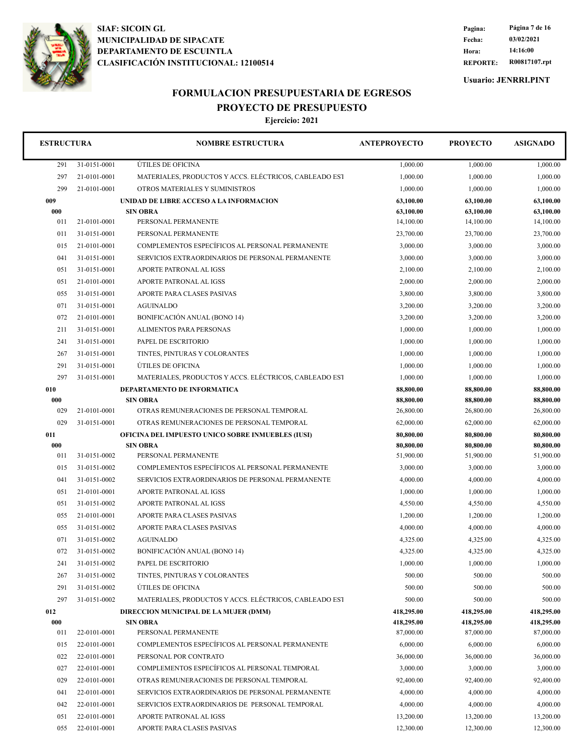SIAF: SICOIN GL
MUNICIPALIDAD DE SIPACATE
DEPARTAMENTO DE ESCUINTLA
CLASIFICACIÓN INSTITUCIONAL: 12100514

Fecha: 03/02/2021
Hora: 14:16:00
REPORTE: R00817107.rpt

Usuario: JENRRI.PINT

# FORMULACION PRESUPUESTARIA DE EGRESOS
## PROYECTO DE PRESUPUESTO
### Ejercicio: 2021

| ESTRUCTURA | | NOMBRE ESTRUCTURA | ANTEPROYECTO | PROYECTO | ASIGNADO |
|---|---|---|---|---|---|
| 291 | 31-0151-0001 | ÚTILES DE OFICINA | 1,000.00 | 1,000.00 | 1,000.00 |
| 297 | 21-0101-0001 | MATERIALES, PRODUCTOS Y ACCS. ELÉCTRICOS, CABLEADO EST | 1,000.00 | 1,000.00 | 1,000.00 |
| 299 | 21-0101-0001 | OTROS MATERIALES Y SUMINISTROS | 1,000.00 | 1,000.00 | 1,000.00 |
| **009** | | **UNIDAD DE LIBRE ACCESO A LA INFORMACION** | **63,100.00** | **63,100.00** | **63,100.00** |
| **000** | | **SIN OBRA** | **63,100.00** | **63,100.00** | **63,100.00** |
| 011 | 21-0101-0001 | PERSONAL PERMANENTE | 14,100.00 | 14,100.00 | 14,100.00 |
| 011 | 31-0151-0001 | PERSONAL PERMANENTE | 23,700.00 | 23,700.00 | 23,700.00 |
| 015 | 21-0101-0001 | COMPLEMENTOS ESPECÍFICOS AL PERSONAL PERMANENTE | 3,000.00 | 3,000.00 | 3,000.00 |
| 041 | 31-0151-0001 | SERVICIOS EXTRAORDINARIOS DE PERSONAL PERMANENTE | 3,000.00 | 3,000.00 | 3,000.00 |
| 051 | 31-0151-0001 | APORTE PATRONAL AL IGSS | 2,100.00 | 2,100.00 | 2,100.00 |
| 051 | 21-0101-0001 | APORTE PATRONAL AL IGSS | 2,000.00 | 2,000.00 | 2,000.00 |
| 055 | 31-0151-0001 | APORTE PARA CLASES PASIVAS | 3,800.00 | 3,800.00 | 3,800.00 |
| 071 | 31-0151-0001 | AGUINALDO | 3,200.00 | 3,200.00 | 3,200.00 |
| 072 | 21-0101-0001 | BONIFICACIÓN ANUAL (BONO 14) | 3,200.00 | 3,200.00 | 3,200.00 |
| 211 | 31-0151-0001 | ALIMENTOS PARA PERSONAS | 1,000.00 | 1,000.00 | 1,000.00 |
| 241 | 31-0151-0001 | PAPEL DE ESCRITORIO | 1,000.00 | 1,000.00 | 1,000.00 |
| 267 | 31-0151-0001 | TINTES, PINTURAS Y COLORANTES | 1,000.00 | 1,000.00 | 1,000.00 |
| 291 | 31-0151-0001 | ÚTILES DE OFICINA | 1,000.00 | 1,000.00 | 1,000.00 |
| 297 | 31-0151-0001 | MATERIALES, PRODUCTOS Y ACCS. ELÉCTRICOS, CABLEADO EST | 1,000.00 | 1,000.00 | 1,000.00 |
| **010** | | **DEPARTAMENTO DE INFORMATICA** | **88,800.00** | **88,800.00** | **88,800.00** |
| **000** | | **SIN OBRA** | **88,800.00** | **88,800.00** | **88,800.00** |
| 029 | 21-0101-0001 | OTRAS REMUNERACIONES DE PERSONAL TEMPORAL | 26,800.00 | 26,800.00 | 26,800.00 |
| 029 | 31-0151-0001 | OTRAS REMUNERACIONES DE PERSONAL TEMPORAL | 62,000.00 | 62,000.00 | 62,000.00 |
| **011** | | **OFICINA DEL IMPUESTO UNICO SOBRE INMUEBLES (IUSI)** | **80,800.00** | **80,800.00** | **80,800.00** |
| **000** | | **SIN OBRA** | **80,800.00** | **80,800.00** | **80,800.00** |
| 011 | 31-0151-0002 | PERSONAL PERMANENTE | 51,900.00 | 51,900.00 | 51,900.00 |
| 015 | 31-0151-0002 | COMPLEMENTOS ESPECÍFICOS AL PERSONAL PERMANENTE | 3,000.00 | 3,000.00 | 3,000.00 |
| 041 | 31-0151-0002 | SERVICIOS EXTRAORDINARIOS DE PERSONAL PERMANENTE | 4,000.00 | 4,000.00 | 4,000.00 |
| 051 | 21-0101-0001 | APORTE PATRONAL AL IGSS | 1,000.00 | 1,000.00 | 1,000.00 |
| 051 | 31-0151-0002 | APORTE PATRONAL AL IGSS | 4,550.00 | 4,550.00 | 4,550.00 |
| 055 | 21-0101-0001 | APORTE PARA CLASES PASIVAS | 1,200.00 | 1,200.00 | 1,200.00 |
| 055 | 31-0151-0002 | APORTE PARA CLASES PASIVAS | 4,000.00 | 4,000.00 | 4,000.00 |
| 071 | 31-0151-0002 | AGUINALDO | 4,325.00 | 4,325.00 | 4,325.00 |
| 072 | 31-0151-0002 | BONIFICACIÓN ANUAL (BONO 14) | 4,325.00 | 4,325.00 | 4,325.00 |
| 241 | 31-0151-0002 | PAPEL DE ESCRITORIO | 1,000.00 | 1,000.00 | 1,000.00 |
| 267 | 31-0151-0002 | TINTES, PINTURAS Y COLORANTES | 500.00 | 500.00 | 500.00 |
| 291 | 31-0151-0002 | ÚTILES DE OFICINA | 500.00 | 500.00 | 500.00 |
| 297 | 31-0151-0002 | MATERIALES, PRODUCTOS Y ACCS. ELÉCTRICOS, CABLEADO EST | 500.00 | 500.00 | 500.00 |
| **012** | | **DIRECCION MUNICIPAL DE LA MUJER (DMM)** | **418,295.00** | **418,295.00** | **418,295.00** |
| **000** | | **SIN OBRA** | **418,295.00** | **418,295.00** | **418,295.00** |
| 011 | 22-0101-0001 | PERSONAL PERMANENTE | 87,000.00 | 87,000.00 | 87,000.00 |
| 015 | 22-0101-0001 | COMPLEMENTOS ESPECÍFICOS AL PERSONAL PERMANENTE | 6,000.00 | 6,000.00 | 6,000.00 |
| 022 | 22-0101-0001 | PERSONAL POR CONTRATO | 36,000.00 | 36,000.00 | 36,000.00 |
| 027 | 22-0101-0001 | COMPLEMENTOS ESPECÍFICOS AL PERSONAL TEMPORAL | 3,000.00 | 3,000.00 | 3,000.00 |
| 029 | 22-0101-0001 | OTRAS REMUNERACIONES DE PERSONAL TEMPORAL | 92,400.00 | 92,400.00 | 92,400.00 |
| 041 | 22-0101-0001 | SERVICIOS EXTRAORDINARIOS DE PERSONAL PERMANENTE | 4,000.00 | 4,000.00 | 4,000.00 |
| 042 | 22-0101-0001 | SERVICIOS EXTRAORDINARIOS DE PERSONAL TEMPORAL | 4,000.00 | 4,000.00 | 4,000.00 |
| 051 | 22-0101-0001 | APORTE PATRONAL AL IGSS | 13,200.00 | 13,200.00 | 13,200.00 |
| 055 | 22-0101-0001 | APORTE PARA CLASES PASIVAS | 12,300.00 | 12,300.00 | 12,300.00 |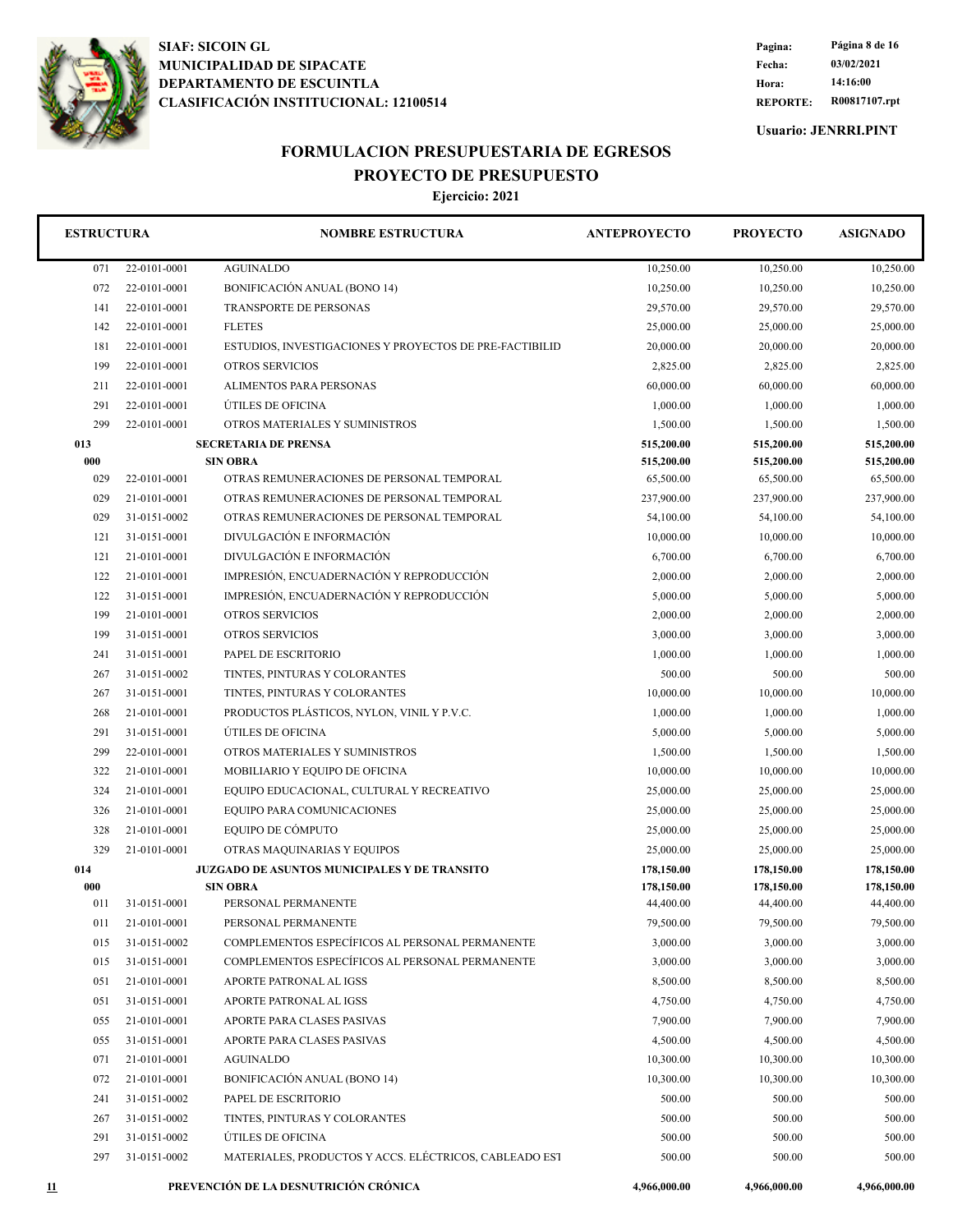**SIAF: SICOIN GL**
**MUNICIPALIDAD DE SIPACATE**
**DEPARTAMENTO DE ESCUINTLA**
**CLASIFICACIÓN INSTITUCIONAL: 12100514**

| | |
|---|---|
| Pagina: | Página 8 de 16 |
| Fecha: | 03/02/2021 |
| Hora: | 14:16:00 |
| REPORTE: | R00817107.rpt |

**Usuario: JENRRI.PINT**

## FORMULACION PRESUPUESTARIA DE EGRESOS
## PROYECTO DE PRESUPUESTO
### Ejercicio: 2021

| ESTRUCTURA | | NOMBRE ESTRUCTURA | ANTEPROYECTO | PROYECTO | ASIGNADO |
|---|---|---|---|---|---|
| 071 | 22-0101-0001 | AGUINALDO | 10,250.00 | 10,250.00 | 10,250.00 |
| 072 | 22-0101-0001 | BONIFICACIÓN ANUAL (BONO 14) | 10,250.00 | 10,250.00 | 10,250.00 |
| 141 | 22-0101-0001 | TRANSPORTE DE PERSONAS | 29,570.00 | 29,570.00 | 29,570.00 |
| 142 | 22-0101-0001 | FLETES | 25,000.00 | 25,000.00 | 25,000.00 |
| 181 | 22-0101-0001 | ESTUDIOS, INVESTIGACIONES Y PROYECTOS DE PRE-FACTIBILID | 20,000.00 | 20,000.00 | 20,000.00 |
| 199 | 22-0101-0001 | OTROS SERVICIOS | 2,825.00 | 2,825.00 | 2,825.00 |
| 211 | 22-0101-0001 | ALIMENTOS PARA PERSONAS | 60,000.00 | 60,000.00 | 60,000.00 |
| 291 | 22-0101-0001 | ÚTILES DE OFICINA | 1,000.00 | 1,000.00 | 1,000.00 |
| 299 | 22-0101-0001 | OTROS MATERIALES Y SUMINISTROS | 1,500.00 | 1,500.00 | 1,500.00 |
| **013** | | **SECRETARIA DE PRENSA** | **515,200.00** | **515,200.00** | **515,200.00** |
| **000** | | **SIN OBRA** | **515,200.00** | **515,200.00** | **515,200.00** |
| 029 | 22-0101-0001 | OTRAS REMUNERACIONES DE PERSONAL TEMPORAL | 65,500.00 | 65,500.00 | 65,500.00 |
| 029 | 21-0101-0001 | OTRAS REMUNERACIONES DE PERSONAL TEMPORAL | 237,900.00 | 237,900.00 | 237,900.00 |
| 029 | 31-0151-0002 | OTRAS REMUNERACIONES DE PERSONAL TEMPORAL | 54,100.00 | 54,100.00 | 54,100.00 |
| 121 | 31-0151-0001 | DIVULGACIÓN E INFORMACIÓN | 10,000.00 | 10,000.00 | 10,000.00 |
| 121 | 21-0101-0001 | DIVULGACIÓN E INFORMACIÓN | 6,700.00 | 6,700.00 | 6,700.00 |
| 122 | 21-0101-0001 | IMPRESIÓN, ENCUADERNACIÓN Y REPRODUCCIÓN | 2,000.00 | 2,000.00 | 2,000.00 |
| 122 | 31-0151-0001 | IMPRESIÓN, ENCUADERNACIÓN Y REPRODUCCIÓN | 5,000.00 | 5,000.00 | 5,000.00 |
| 199 | 21-0101-0001 | OTROS SERVICIOS | 2,000.00 | 2,000.00 | 2,000.00 |
| 199 | 31-0151-0001 | OTROS SERVICIOS | 3,000.00 | 3,000.00 | 3,000.00 |
| 241 | 31-0151-0001 | PAPEL DE ESCRITORIO | 1,000.00 | 1,000.00 | 1,000.00 |
| 267 | 31-0151-0002 | TINTES, PINTURAS Y COLORANTES | 500.00 | 500.00 | 500.00 |
| 267 | 31-0151-0001 | TINTES, PINTURAS Y COLORANTES | 10,000.00 | 10,000.00 | 10,000.00 |
| 268 | 21-0101-0001 | PRODUCTOS PLÁSTICOS, NYLON, VINIL Y P.V.C. | 1,000.00 | 1,000.00 | 1,000.00 |
| 291 | 31-0151-0001 | ÚTILES DE OFICINA | 5,000.00 | 5,000.00 | 5,000.00 |
| 299 | 22-0101-0001 | OTROS MATERIALES Y SUMINISTROS | 1,500.00 | 1,500.00 | 1,500.00 |
| 322 | 21-0101-0001 | MOBILIARIO Y EQUIPO DE OFICINA | 10,000.00 | 10,000.00 | 10,000.00 |
| 324 | 21-0101-0001 | EQUIPO EDUCACIONAL, CULTURAL Y RECREATIVO | 25,000.00 | 25,000.00 | 25,000.00 |
| 326 | 21-0101-0001 | EQUIPO PARA COMUNICACIONES | 25,000.00 | 25,000.00 | 25,000.00 |
| 328 | 21-0101-0001 | EQUIPO DE CÓMPUTO | 25,000.00 | 25,000.00 | 25,000.00 |
| 329 | 21-0101-0001 | OTRAS MAQUINARIAS Y EQUIPOS | 25,000.00 | 25,000.00 | 25,000.00 |
| **014** | | **JUZGADO DE ASUNTOS MUNICIPALES Y DE TRANSITO** | **178,150.00** | **178,150.00** | **178,150.00** |
| **000** | | **SIN OBRA** | **178,150.00** | **178,150.00** | **178,150.00** |
| 011 | 31-0151-0001 | PERSONAL PERMANENTE | 44,400.00 | 44,400.00 | 44,400.00 |
| 011 | 21-0101-0001 | PERSONAL PERMANENTE | 79,500.00 | 79,500.00 | 79,500.00 |
| 015 | 31-0151-0002 | COMPLEMENTOS ESPECÍFICOS AL PERSONAL PERMANENTE | 3,000.00 | 3,000.00 | 3,000.00 |
| 015 | 31-0151-0001 | COMPLEMENTOS ESPECÍFICOS AL PERSONAL PERMANENTE | 3,000.00 | 3,000.00 | 3,000.00 |
| 051 | 21-0101-0001 | APORTE PATRONAL AL IGSS | 8,500.00 | 8,500.00 | 8,500.00 |
| 051 | 31-0151-0001 | APORTE PATRONAL AL IGSS | 4,750.00 | 4,750.00 | 4,750.00 |
| 055 | 21-0101-0001 | APORTE PARA CLASES PASIVAS | 7,900.00 | 7,900.00 | 7,900.00 |
| 055 | 31-0151-0001 | APORTE PARA CLASES PASIVAS | 4,500.00 | 4,500.00 | 4,500.00 |
| 071 | 21-0101-0001 | AGUINALDO | 10,300.00 | 10,300.00 | 10,300.00 |
| 072 | 21-0101-0001 | BONIFICACIÓN ANUAL (BONO 14) | 10,300.00 | 10,300.00 | 10,300.00 |
| 241 | 31-0151-0002 | PAPEL DE ESCRITORIO | 500.00 | 500.00 | 500.00 |
| 267 | 31-0151-0002 | TINTES, PINTURAS Y COLORANTES | 500.00 | 500.00 | 500.00 |
| 291 | 31-0151-0002 | ÚTILES DE OFICINA | 500.00 | 500.00 | 500.00 |
| 297 | 31-0151-0002 | MATERIALES, PRODUCTOS Y ACCS. ELÉCTRICOS, CABLEADO EST | 500.00 | 500.00 | 500.00 |
| **11** | | **PREVENCIÓN DE LA DESNUTRICIÓN CRÓNICA** | **4,966,000.00** | **4,966,000.00** | **4,966,000.00** |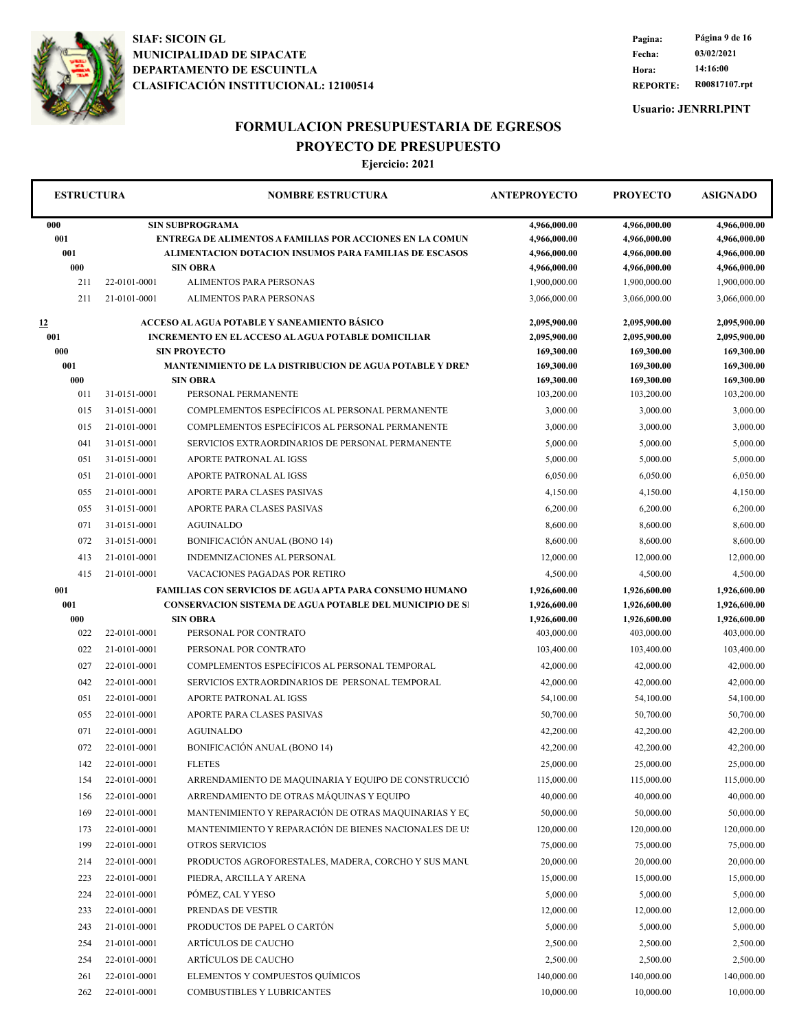SIAF: SICOIN GL
MUNICIPALIDAD DE SIPACATE
DEPARTAMENTO DE ESCUINTLA
CLASIFICACIÓN INSTITUCIONAL: 12100514

Fecha: 03/02/2021
Hora: 14:16:00
REPORTE: R00817107.rpt

Usuario: JENRRI.PINT

# FORMULACION PRESUPUESTARIA DE EGRESOS
## PROYECTO DE PRESUPUESTO
### Ejercicio: 2021

| ESTRUCTURA | | NOMBRE ESTRUCTURA | ANTEPROYECTO | PROYECTO | ASIGNADO |
|---|---|---|---|---|---|
| **000** | | **SIN SUBPROGRAMA** | **4,966,000.00** | **4,966,000.00** | **4,966,000.00** |
| **001** | | **ENTREGA DE ALIMENTOS A FAMILIAS POR ACCIONES EN LA COMUN** | **4,966,000.00** | **4,966,000.00** | **4,966,000.00** |
| **001** | | **ALIMENTACION DOTACION INSUMOS PARA FAMILIAS DE ESCASOS** | **4,966,000.00** | **4,966,000.00** | **4,966,000.00** |
| **000** | | **SIN OBRA** | **4,966,000.00** | **4,966,000.00** | **4,966,000.00** |
| 211 | 22-0101-0001 | ALIMENTOS PARA PERSONAS | 1,900,000.00 | 1,900,000.00 | 1,900,000.00 |
| 211 | 21-0101-0001 | ALIMENTOS PARA PERSONAS | 3,066,000.00 | 3,066,000.00 | 3,066,000.00 |
| **12** | | **ACCESO AL AGUA POTABLE Y SANEAMIENTO BÁSICO** | **2,095,900.00** | **2,095,900.00** | **2,095,900.00** |
| **001** | | **INCREMENTO EN EL ACCESO AL AGUA POTABLE DOMICILIAR** | **2,095,900.00** | **2,095,900.00** | **2,095,900.00** |
| **000** | | **SIN PROYECTO** | **169,300.00** | **169,300.00** | **169,300.00** |
| **001** | | **MANTENIMIENTO DE LA DISTRIBUCION DE AGUA POTABLE Y DREN** | **169,300.00** | **169,300.00** | **169,300.00** |
| **000** | | **SIN OBRA** | **169,300.00** | **169,300.00** | **169,300.00** |
| 011 | 31-0151-0001 | PERSONAL PERMANENTE | 103,200.00 | 103,200.00 | 103,200.00 |
| 015 | 31-0151-0001 | COMPLEMENTOS ESPECÍFICOS AL PERSONAL PERMANENTE | 3,000.00 | 3,000.00 | 3,000.00 |
| 015 | 21-0101-0001 | COMPLEMENTOS ESPECÍFICOS AL PERSONAL PERMANENTE | 3,000.00 | 3,000.00 | 3,000.00 |
| 041 | 31-0151-0001 | SERVICIOS EXTRAORDINARIOS DE PERSONAL PERMANENTE | 5,000.00 | 5,000.00 | 5,000.00 |
| 051 | 31-0151-0001 | APORTE PATRONAL AL IGSS | 5,000.00 | 5,000.00 | 5,000.00 |
| 051 | 21-0101-0001 | APORTE PATRONAL AL IGSS | 6,050.00 | 6,050.00 | 6,050.00 |
| 055 | 21-0101-0001 | APORTE PARA CLASES PASIVAS | 4,150.00 | 4,150.00 | 4,150.00 |
| 055 | 31-0151-0001 | APORTE PARA CLASES PASIVAS | 6,200.00 | 6,200.00 | 6,200.00 |
| 071 | 31-0151-0001 | AGUINALDO | 8,600.00 | 8,600.00 | 8,600.00 |
| 072 | 31-0151-0001 | BONIFICACIÓN ANUAL (BONO 14) | 8,600.00 | 8,600.00 | 8,600.00 |
| 413 | 21-0101-0001 | INDEMNIZACIONES AL PERSONAL | 12,000.00 | 12,000.00 | 12,000.00 |
| 415 | 21-0101-0001 | VACACIONES PAGADAS POR RETIRO | 4,500.00 | 4,500.00 | 4,500.00 |
| **001** | | **FAMILIAS CON SERVICIOS DE AGUA APTA PARA CONSUMO HUMANO** | **1,926,600.00** | **1,926,600.00** | **1,926,600.00** |
| **001** | | **CONSERVACION SISTEMA DE AGUA POTABLE DEL MUNICIPIO DE SI** | **1,926,600.00** | **1,926,600.00** | **1,926,600.00** |
| **000** | | **SIN OBRA** | **1,926,600.00** | **1,926,600.00** | **1,926,600.00** |
| 022 | 22-0101-0001 | PERSONAL POR CONTRATO | 403,000.00 | 403,000.00 | 403,000.00 |
| 022 | 21-0101-0001 | PERSONAL POR CONTRATO | 103,400.00 | 103,400.00 | 103,400.00 |
| 027 | 22-0101-0001 | COMPLEMENTOS ESPECÍFICOS AL PERSONAL TEMPORAL | 42,000.00 | 42,000.00 | 42,000.00 |
| 042 | 22-0101-0001 | SERVICIOS EXTRAORDINARIOS DE PERSONAL TEMPORAL | 42,000.00 | 42,000.00 | 42,000.00 |
| 051 | 22-0101-0001 | APORTE PATRONAL AL IGSS | 54,100.00 | 54,100.00 | 54,100.00 |
| 055 | 22-0101-0001 | APORTE PARA CLASES PASIVAS | 50,700.00 | 50,700.00 | 50,700.00 |
| 071 | 22-0101-0001 | AGUINALDO | 42,200.00 | 42,200.00 | 42,200.00 |
| 072 | 22-0101-0001 | BONIFICACIÓN ANUAL (BONO 14) | 42,200.00 | 42,200.00 | 42,200.00 |
| 142 | 22-0101-0001 | FLETES | 25,000.00 | 25,000.00 | 25,000.00 |
| 154 | 22-0101-0001 | ARRENDAMIENTO DE MAQUINARIA Y EQUIPO DE CONSTRUCCIÓ | 115,000.00 | 115,000.00 | 115,000.00 |
| 156 | 22-0101-0001 | ARRENDAMIENTO DE OTRAS MÁQUINAS Y EQUIPO | 40,000.00 | 40,000.00 | 40,000.00 |
| 169 | 22-0101-0001 | MANTENIMIENTO Y REPARACIÓN DE OTRAS MAQUINARIAS Y EQ | 50,000.00 | 50,000.00 | 50,000.00 |
| 173 | 22-0101-0001 | MANTENIMIENTO Y REPARACIÓN DE BIENES NACIONALES DE US | 120,000.00 | 120,000.00 | 120,000.00 |
| 199 | 22-0101-0001 | OTROS SERVICIOS | 75,000.00 | 75,000.00 | 75,000.00 |
| 214 | 22-0101-0001 | PRODUCTOS AGROFORESTALES, MADERA, CORCHO Y SUS MANU | 20,000.00 | 20,000.00 | 20,000.00 |
| 223 | 22-0101-0001 | PIEDRA, ARCILLA Y ARENA | 15,000.00 | 15,000.00 | 15,000.00 |
| 224 | 22-0101-0001 | PÓMEZ, CAL Y YESO | 5,000.00 | 5,000.00 | 5,000.00 |
| 233 | 22-0101-0001 | PRENDAS DE VESTIR | 12,000.00 | 12,000.00 | 12,000.00 |
| 243 | 21-0101-0001 | PRODUCTOS DE PAPEL O CARTÓN | 5,000.00 | 5,000.00 | 5,000.00 |
| 254 | 21-0101-0001 | ARTÍCULOS DE CAUCHO | 2,500.00 | 2,500.00 | 2,500.00 |
| 254 | 22-0101-0001 | ARTÍCULOS DE CAUCHO | 2,500.00 | 2,500.00 | 2,500.00 |
| 261 | 22-0101-0001 | ELEMENTOS Y COMPUESTOS QUÍMICOS | 140,000.00 | 140,000.00 | 140,000.00 |
| 262 | 22-0101-0001 | COMBUSTIBLES Y LUBRICANTES | 10,000.00 | 10,000.00 | 10,000.00 |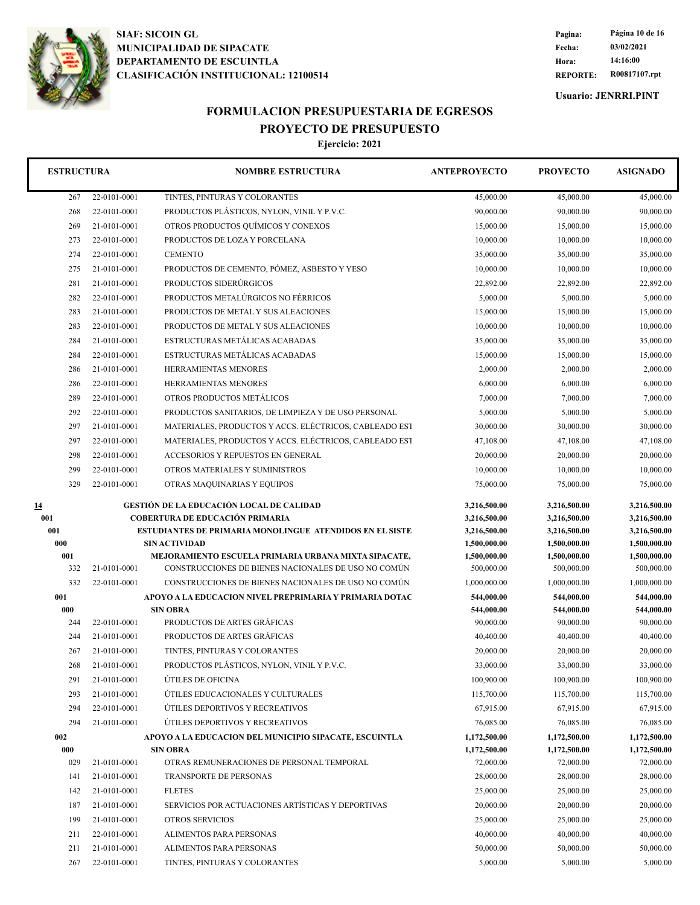**SIAF: SICOIN GL**
**MUNICIPALIDAD DE SIPACATE**
**DEPARTAMENTO DE ESCUINTLA**
**CLASIFICACIÓN INSTITUCIONAL: 12100514**

| | |
|---|---|
| **Fecha:** | **03/02/2021** |
| **Hora:** | **14:16:00** |
| **REPORTE:** | **R00817107.rpt** |

**Usuario: JENRRI.PINT**

# FORMULACION PRESUPUESTARIA DE EGRESOS
## PROYECTO DE PRESUPUESTO
### Ejercicio: 2021

| ESTRUCTURA | | NOMBRE ESTRUCTURA | ANTEPROYECTO | PROYECTO | ASIGNADO |
|---|---|---|---|---|---|
| 267 | 22-0101-0001 | TINTES, PINTURAS Y COLORANTES | 45,000.00 | 45,000.00 | 45,000.00 |
| 268 | 22-0101-0001 | PRODUCTOS PLÁSTICOS, NYLON, VINIL Y P.V.C. | 90,000.00 | 90,000.00 | 90,000.00 |
| 269 | 21-0101-0001 | OTROS PRODUCTOS QUÍMICOS Y CONEXOS | 15,000.00 | 15,000.00 | 15,000.00 |
| 273 | 22-0101-0001 | PRODUCTOS DE LOZA Y PORCELANA | 10,000.00 | 10,000.00 | 10,000.00 |
| 274 | 22-0101-0001 | CEMENTO | 35,000.00 | 35,000.00 | 35,000.00 |
| 275 | 21-0101-0001 | PRODUCTOS DE CEMENTO, PÓMEZ, ASBESTO Y YESO | 10,000.00 | 10,000.00 | 10,000.00 |
| 281 | 21-0101-0001 | PRODUCTOS SIDERÚRGICOS | 22,892.00 | 22,892.00 | 22,892.00 |
| 282 | 22-0101-0001 | PRODUCTOS METALÚRGICOS NO FÉRRICOS | 5,000.00 | 5,000.00 | 5,000.00 |
| 283 | 21-0101-0001 | PRODUCTOS DE METAL Y SUS ALEACIONES | 15,000.00 | 15,000.00 | 15,000.00 |
| 283 | 22-0101-0001 | PRODUCTOS DE METAL Y SUS ALEACIONES | 10,000.00 | 10,000.00 | 10,000.00 |
| 284 | 21-0101-0001 | ESTRUCTURAS METÁLICAS ACABADAS | 35,000.00 | 35,000.00 | 35,000.00 |
| 284 | 22-0101-0001 | ESTRUCTURAS METÁLICAS ACABADAS | 15,000.00 | 15,000.00 | 15,000.00 |
| 286 | 21-0101-0001 | HERRAMIENTAS MENORES | 2,000.00 | 2,000.00 | 2,000.00 |
| 286 | 22-0101-0001 | HERRAMIENTAS MENORES | 6,000.00 | 6,000.00 | 6,000.00 |
| 289 | 22-0101-0001 | OTROS PRODUCTOS METÁLICOS | 7,000.00 | 7,000.00 | 7,000.00 |
| 292 | 22-0101-0001 | PRODUCTOS SANITARIOS, DE LIMPIEZA Y DE USO PERSONAL | 5,000.00 | 5,000.00 | 5,000.00 |
| 297 | 21-0101-0001 | MATERIALES, PRODUCTOS Y ACCS. ELÉCTRICOS, CABLEADO EST | 30,000.00 | 30,000.00 | 30,000.00 |
| 297 | 22-0101-0001 | MATERIALES, PRODUCTOS Y ACCS. ELÉCTRICOS, CABLEADO EST | 47,108.00 | 47,108.00 | 47,108.00 |
| 298 | 22-0101-0001 | ACCESORIOS Y REPUESTOS EN GENERAL | 20,000.00 | 20,000.00 | 20,000.00 |
| 299 | 22-0101-0001 | OTROS MATERIALES Y SUMINISTROS | 10,000.00 | 10,000.00 | 10,000.00 |
| 329 | 22-0101-0001 | OTRAS MAQUINARIAS Y EQUIPOS | 75,000.00 | 75,000.00 | 75,000.00 |
| **14** | | **GESTIÓN DE LA EDUCACIÓN LOCAL DE CALIDAD** | **3,216,500.00** | **3,216,500.00** | **3,216,500.00** |
| **001** | | **COBERTURA DE EDUCACIÓN PRIMARIA** | **3,216,500.00** | **3,216,500.00** | **3,216,500.00** |
| **001** | | **ESTUDIANTES DE PRIMARIA MONOLINGUE ATENDIDOS EN EL SISTE** | **3,216,500.00** | **3,216,500.00** | **3,216,500.00** |
| **000** | | **SIN ACTIVIDAD** | **1,500,000.00** | **1,500,000.00** | **1,500,000.00** |
| **001** | | **MEJORAMIENTO ESCUELA PRIMARIA URBANA MIXTA SIPACATE,** | **1,500,000.00** | **1,500,000.00** | **1,500,000.00** |
| 332 | 21-0101-0001 | CONSTRUCCIONES DE BIENES NACIONALES DE USO NO COMÚN | 500,000.00 | 500,000.00 | 500,000.00 |
| 332 | 22-0101-0001 | CONSTRUCCIONES DE BIENES NACIONALES DE USO NO COMÚN | 1,000,000.00 | 1,000,000.00 | 1,000,000.00 |
| **001** | | **APOYO A LA EDUCACION NIVEL PREPRIMARIA Y PRIMARIA DOTAC** | **544,000.00** | **544,000.00** | **544,000.00** |
| **000** | | **SIN OBRA** | **544,000.00** | **544,000.00** | **544,000.00** |
| 244 | 22-0101-0001 | PRODUCTOS DE ARTES GRÁFICAS | 90,000.00 | 90,000.00 | 90,000.00 |
| 244 | 21-0101-0001 | PRODUCTOS DE ARTES GRÁFICAS | 40,400.00 | 40,400.00 | 40,400.00 |
| 267 | 21-0101-0001 | TINTES, PINTURAS Y COLORANTES | 20,000.00 | 20,000.00 | 20,000.00 |
| 268 | 21-0101-0001 | PRODUCTOS PLÁSTICOS, NYLON, VINIL Y P.V.C. | 33,000.00 | 33,000.00 | 33,000.00 |
| 291 | 21-0101-0001 | ÚTILES DE OFICINA | 100,900.00 | 100,900.00 | 100,900.00 |
| 293 | 21-0101-0001 | ÚTILES EDUCACIONALES Y CULTURALES | 115,700.00 | 115,700.00 | 115,700.00 |
| 294 | 22-0101-0001 | ÚTILES DEPORTIVOS Y RECREATIVOS | 67,915.00 | 67,915.00 | 67,915.00 |
| 294 | 21-0101-0001 | ÚTILES DEPORTIVOS Y RECREATIVOS | 76,085.00 | 76,085.00 | 76,085.00 |
| **002** | | **APOYO A LA EDUCACION DEL MUNICIPIO SIPACATE, ESCUINTLA** | **1,172,500.00** | **1,172,500.00** | **1,172,500.00** |
| **000** | | **SIN OBRA** | **1,172,500.00** | **1,172,500.00** | **1,172,500.00** |
| 029 | 21-0101-0001 | OTRAS REMUNERACIONES DE PERSONAL TEMPORAL | 72,000.00 | 72,000.00 | 72,000.00 |
| 141 | 21-0101-0001 | TRANSPORTE DE PERSONAS | 28,000.00 | 28,000.00 | 28,000.00 |
| 142 | 21-0101-0001 | FLETES | 25,000.00 | 25,000.00 | 25,000.00 |
| 187 | 21-0101-0001 | SERVICIOS POR ACTUACIONES ARTÍSTICAS Y DEPORTIVAS | 20,000.00 | 20,000.00 | 20,000.00 |
| 199 | 21-0101-0001 | OTROS SERVICIOS | 25,000.00 | 25,000.00 | 25,000.00 |
| 211 | 22-0101-0001 | ALIMENTOS PARA PERSONAS | 40,000.00 | 40,000.00 | 40,000.00 |
| 211 | 21-0101-0001 | ALIMENTOS PARA PERSONAS | 50,000.00 | 50,000.00 | 50,000.00 |
| 267 | 22-0101-0001 | TINTES, PINTURAS Y COLORANTES | 5,000.00 | 5,000.00 | 5,000.00 |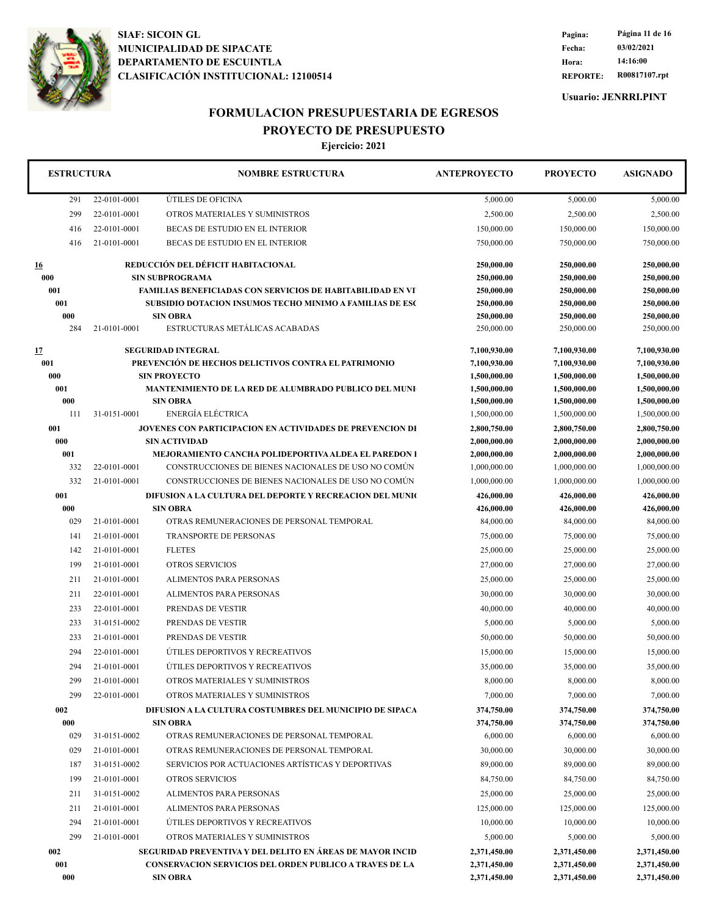# FORMULACION PRESUPUESTARIA DE EGRESOS

## PROYECTO DE PRESUPUESTO

**Ejercicio: 2021**

| ESTRUCTURA | | NOMBRE ESTRUCTURA | ANTEPROYECTO | PROYECTO | ASIGNADO |
|---|---|---|---|---|---|
| 291 | 22-0101-0001 | ÚTILES DE OFICINA | 5,000.00 | 5,000.00 | 5,000.00 |
| 299 | 22-0101-0001 | OTROS MATERIALES Y SUMINISTROS | 2,500.00 | 2,500.00 | 2,500.00 |
| 416 | 22-0101-0001 | BECAS DE ESTUDIO EN EL INTERIOR | 150,000.00 | 150,000.00 | 150,000.00 |
| 416 | 21-0101-0001 | BECAS DE ESTUDIO EN EL INTERIOR | 750,000.00 | 750,000.00 | 750,000.00 |
| **16** | | **REDUCCIÓN DEL DÉFICIT HABITACIONAL** | **250,000.00** | **250,000.00** | **250,000.00** |
| **000** | | **SIN SUBPROGRAMA** | **250,000.00** | **250,000.00** | **250,000.00** |
| **001** | | **FAMILIAS BENEFICIADAS CON SERVICIOS DE HABITABILIDAD EN VI** | **250,000.00** | **250,000.00** | **250,000.00** |
| **001** | | **SUBSIDIO DOTACION INSUMOS TECHO MINIMO A FAMILIAS DE ESC** | **250,000.00** | **250,000.00** | **250,000.00** |
| **000** | | **SIN OBRA** | **250,000.00** | **250,000.00** | **250,000.00** |
| 284 | 21-0101-0001 | ESTRUCTURAS METÁLICAS ACABADAS | 250,000.00 | 250,000.00 | 250,000.00 |
| **17** | | **SEGURIDAD INTEGRAL** | **7,100,930.00** | **7,100,930.00** | **7,100,930.00** |
| **001** | | **PREVENCIÓN DE HECHOS DELICTIVOS CONTRA EL PATRIMONIO** | **7,100,930.00** | **7,100,930.00** | **7,100,930.00** |
| **000** | | **SIN PROYECTO** | **1,500,000.00** | **1,500,000.00** | **1,500,000.00** |
| **001** | | **MANTENIMIENTO DE LA RED DE ALUMBRADO PUBLICO DEL MUNI** | **1,500,000.00** | **1,500,000.00** | **1,500,000.00** |
| **000** | | **SIN OBRA** | **1,500,000.00** | **1,500,000.00** | **1,500,000.00** |
| 111 | 31-0151-0001 | ENERGÍA ELÉCTRICA | 1,500,000.00 | 1,500,000.00 | 1,500,000.00 |
| **001** | | **JOVENES CON PARTICIPACION EN ACTIVIDADES DE PREVENCION DI** | **2,800,750.00** | **2,800,750.00** | **2,800,750.00** |
| **000** | | **SIN ACTIVIDAD** | **2,000,000.00** | **2,000,000.00** | **2,000,000.00** |
| **001** | | **MEJORAMIENTO CANCHA POLIDEPORTIVA ALDEA EL PAREDON I** | **2,000,000.00** | **2,000,000.00** | **2,000,000.00** |
| 332 | 22-0101-0001 | CONSTRUCCIONES DE BIENES NACIONALES DE USO NO COMÚN | 1,000,000.00 | 1,000,000.00 | 1,000,000.00 |
| 332 | 21-0101-0001 | CONSTRUCCIONES DE BIENES NACIONALES DE USO NO COMÚN | 1,000,000.00 | 1,000,000.00 | 1,000,000.00 |
| **001** | | **DIFUSION A LA CULTURA DEL DEPORTE Y RECREACION DEL MUNI** | **426,000.00** | **426,000.00** | **426,000.00** |
| **000** | | **SIN OBRA** | **426,000.00** | **426,000.00** | **426,000.00** |
| 029 | 21-0101-0001 | OTRAS REMUNERACIONES DE PERSONAL TEMPORAL | 84,000.00 | 84,000.00 | 84,000.00 |
| 141 | 21-0101-0001 | TRANSPORTE DE PERSONAS | 75,000.00 | 75,000.00 | 75,000.00 |
| 142 | 21-0101-0001 | FLETES | 25,000.00 | 25,000.00 | 25,000.00 |
| 199 | 21-0101-0001 | OTROS SERVICIOS | 27,000.00 | 27,000.00 | 27,000.00 |
| 211 | 21-0101-0001 | ALIMENTOS PARA PERSONAS | 25,000.00 | 25,000.00 | 25,000.00 |
| 211 | 22-0101-0001 | ALIMENTOS PARA PERSONAS | 30,000.00 | 30,000.00 | 30,000.00 |
| 233 | 22-0101-0001 | PRENDAS DE VESTIR | 40,000.00 | 40,000.00 | 40,000.00 |
| 233 | 31-0151-0002 | PRENDAS DE VESTIR | 5,000.00 | 5,000.00 | 5,000.00 |
| 233 | 21-0101-0001 | PRENDAS DE VESTIR | 50,000.00 | 50,000.00 | 50,000.00 |
| 294 | 22-0101-0001 | ÚTILES DEPORTIVOS Y RECREATIVOS | 15,000.00 | 15,000.00 | 15,000.00 |
| 294 | 21-0101-0001 | ÚTILES DEPORTIVOS Y RECREATIVOS | 35,000.00 | 35,000.00 | 35,000.00 |
| 299 | 21-0101-0001 | OTROS MATERIALES Y SUMINISTROS | 8,000.00 | 8,000.00 | 8,000.00 |
| 299 | 22-0101-0001 | OTROS MATERIALES Y SUMINISTROS | 7,000.00 | 7,000.00 | 7,000.00 |
| **002** | | **DIFUSION A LA CULTURA COSTUMBRES DEL MUNICIPIO DE SIPACA** | **374,750.00** | **374,750.00** | **374,750.00** |
| **000** | | **SIN OBRA** | **374,750.00** | **374,750.00** | **374,750.00** |
| 029 | 31-0151-0002 | OTRAS REMUNERACIONES DE PERSONAL TEMPORAL | 6,000.00 | 6,000.00 | 6,000.00 |
| 029 | 21-0101-0001 | OTRAS REMUNERACIONES DE PERSONAL TEMPORAL | 30,000.00 | 30,000.00 | 30,000.00 |
| 187 | 31-0151-0002 | SERVICIOS POR ACTUACIONES ARTÍSTICAS Y DEPORTIVAS | 89,000.00 | 89,000.00 | 89,000.00 |
| 199 | 21-0101-0001 | OTROS SERVICIOS | 84,750.00 | 84,750.00 | 84,750.00 |
| 211 | 31-0151-0002 | ALIMENTOS PARA PERSONAS | 25,000.00 | 25,000.00 | 25,000.00 |
| 211 | 21-0101-0001 | ALIMENTOS PARA PERSONAS | 125,000.00 | 125,000.00 | 125,000.00 |
| 294 | 21-0101-0001 | ÚTILES DEPORTIVOS Y RECREATIVOS | 10,000.00 | 10,000.00 | 10,000.00 |
| 299 | 21-0101-0001 | OTROS MATERIALES Y SUMINISTROS | 5,000.00 | 5,000.00 | 5,000.00 |
| **002** | | **SEGURIDAD PREVENTIVA Y DEL DELITO EN ÁREAS DE MAYOR INCID** | **2,371,450.00** | **2,371,450.00** | **2,371,450.00** |
| **001** | | **CONSERVACION SERVICIOS DEL ORDEN PUBLICO A TRAVES DE LA** | **2,371,450.00** | **2,371,450.00** | **2,371,450.00** |
| **000** | | **SIN OBRA** | **2,371,450.00** | **2,371,450.00** | **2,371,450.00** |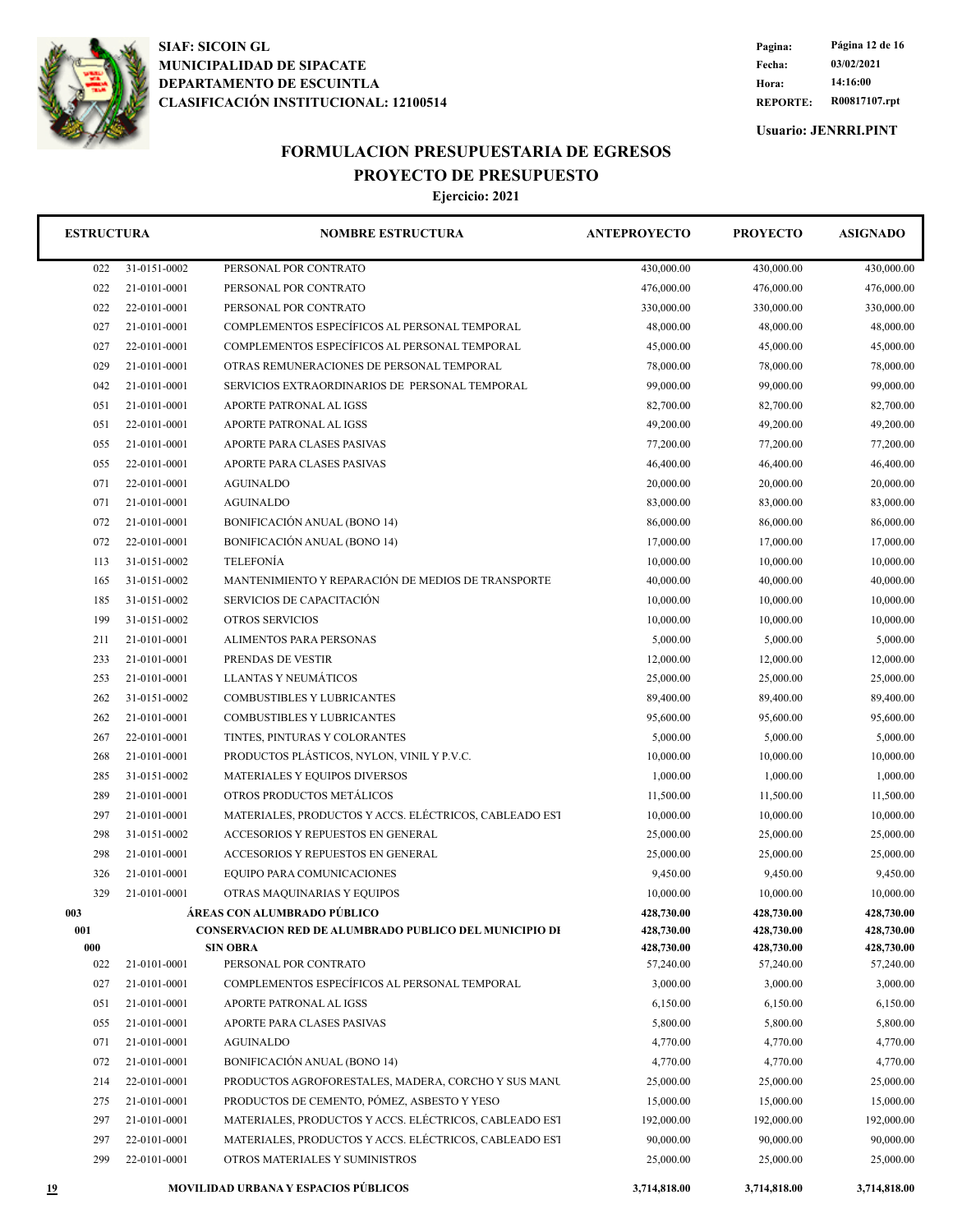SIAF: SICOIN GL
MUNICIPALIDAD DE SIPACATE
DEPARTAMENTO DE ESCUINTLA
CLASIFICACIÓN INSTITUCIONAL: 12100514

Fecha: 03/02/2021
Hora: 14:16:00
REPORTE: R00817107.rpt
Usuario: JENRRI.PINT

# FORMULACION PRESUPUESTARIA DE EGRESOS
## PROYECTO DE PRESUPUESTO
### Ejercicio: 2021

| ESTRUCTURA | | NOMBRE ESTRUCTURA | ANTEPROYECTO | PROYECTO | ASIGNADO |
|---|---|---|---|---|---|
| 022 | 31-0151-0002 | PERSONAL POR CONTRATO | 430,000.00 | 430,000.00 | 430,000.00 |
| 022 | 21-0101-0001 | PERSONAL POR CONTRATO | 476,000.00 | 476,000.00 | 476,000.00 |
| 022 | 22-0101-0001 | PERSONAL POR CONTRATO | 330,000.00 | 330,000.00 | 330,000.00 |
| 027 | 21-0101-0001 | COMPLEMENTOS ESPECÍFICOS AL PERSONAL TEMPORAL | 48,000.00 | 48,000.00 | 48,000.00 |
| 027 | 22-0101-0001 | COMPLEMENTOS ESPECÍFICOS AL PERSONAL TEMPORAL | 45,000.00 | 45,000.00 | 45,000.00 |
| 029 | 21-0101-0001 | OTRAS REMUNERACIONES DE PERSONAL TEMPORAL | 78,000.00 | 78,000.00 | 78,000.00 |
| 042 | 21-0101-0001 | SERVICIOS EXTRAORDINARIOS DE PERSONAL TEMPORAL | 99,000.00 | 99,000.00 | 99,000.00 |
| 051 | 21-0101-0001 | APORTE PATRONAL AL IGSS | 82,700.00 | 82,700.00 | 82,700.00 |
| 051 | 22-0101-0001 | APORTE PATRONAL AL IGSS | 49,200.00 | 49,200.00 | 49,200.00 |
| 055 | 21-0101-0001 | APORTE PARA CLASES PASIVAS | 77,200.00 | 77,200.00 | 77,200.00 |
| 055 | 22-0101-0001 | APORTE PARA CLASES PASIVAS | 46,400.00 | 46,400.00 | 46,400.00 |
| 071 | 22-0101-0001 | AGUINALDO | 20,000.00 | 20,000.00 | 20,000.00 |
| 071 | 21-0101-0001 | AGUINALDO | 83,000.00 | 83,000.00 | 83,000.00 |
| 072 | 21-0101-0001 | BONIFICACIÓN ANUAL (BONO 14) | 86,000.00 | 86,000.00 | 86,000.00 |
| 072 | 22-0101-0001 | BONIFICACIÓN ANUAL (BONO 14) | 17,000.00 | 17,000.00 | 17,000.00 |
| 113 | 31-0151-0002 | TELEFONÍA | 10,000.00 | 10,000.00 | 10,000.00 |
| 165 | 31-0151-0002 | MANTENIMIENTO Y REPARACIÓN DE MEDIOS DE TRANSPORTE | 40,000.00 | 40,000.00 | 40,000.00 |
| 185 | 31-0151-0002 | SERVICIOS DE CAPACITACIÓN | 10,000.00 | 10,000.00 | 10,000.00 |
| 199 | 31-0151-0002 | OTROS SERVICIOS | 10,000.00 | 10,000.00 | 10,000.00 |
| 211 | 21-0101-0001 | ALIMENTOS PARA PERSONAS | 5,000.00 | 5,000.00 | 5,000.00 |
| 233 | 21-0101-0001 | PRENDAS DE VESTIR | 12,000.00 | 12,000.00 | 12,000.00 |
| 253 | 21-0101-0001 | LLANTAS Y NEUMÁTICOS | 25,000.00 | 25,000.00 | 25,000.00 |
| 262 | 31-0151-0002 | COMBUSTIBLES Y LUBRICANTES | 89,400.00 | 89,400.00 | 89,400.00 |
| 262 | 21-0101-0001 | COMBUSTIBLES Y LUBRICANTES | 95,600.00 | 95,600.00 | 95,600.00 |
| 267 | 22-0101-0001 | TINTES, PINTURAS Y COLORANTES | 5,000.00 | 5,000.00 | 5,000.00 |
| 268 | 21-0101-0001 | PRODUCTOS PLÁSTICOS, NYLON, VINIL Y P.V.C. | 10,000.00 | 10,000.00 | 10,000.00 |
| 285 | 31-0151-0002 | MATERIALES Y EQUIPOS DIVERSOS | 1,000.00 | 1,000.00 | 1,000.00 |
| 289 | 21-0101-0001 | OTROS PRODUCTOS METÁLICOS | 11,500.00 | 11,500.00 | 11,500.00 |
| 297 | 21-0101-0001 | MATERIALES, PRODUCTOS Y ACCS. ELÉCTRICOS, CABLEADO EST | 10,000.00 | 10,000.00 | 10,000.00 |
| 298 | 31-0151-0002 | ACCESORIOS Y REPUESTOS EN GENERAL | 25,000.00 | 25,000.00 | 25,000.00 |
| 298 | 21-0101-0001 | ACCESORIOS Y REPUESTOS EN GENERAL | 25,000.00 | 25,000.00 | 25,000.00 |
| 326 | 21-0101-0001 | EQUIPO PARA COMUNICACIONES | 9,450.00 | 9,450.00 | 9,450.00 |
| 329 | 21-0101-0001 | OTRAS MAQUINARIAS Y EQUIPOS | 10,000.00 | 10,000.00 | 10,000.00 |
| **003** | | **ÁREAS CON ALUMBRADO PÚBLICO** | **428,730.00** | **428,730.00** | **428,730.00** |
| **001** | | **CONSERVACION RED DE ALUMBRADO PUBLICO DEL MUNICIPIO DI** | **428,730.00** | **428,730.00** | **428,730.00** |
| **000** | | **SIN OBRA** | **428,730.00** | **428,730.00** | **428,730.00** |
| 022 | 21-0101-0001 | PERSONAL POR CONTRATO | 57,240.00 | 57,240.00 | 57,240.00 |
| 027 | 21-0101-0001 | COMPLEMENTOS ESPECÍFICOS AL PERSONAL TEMPORAL | 3,000.00 | 3,000.00 | 3,000.00 |
| 051 | 21-0101-0001 | APORTE PATRONAL AL IGSS | 6,150.00 | 6,150.00 | 6,150.00 |
| 055 | 21-0101-0001 | APORTE PARA CLASES PASIVAS | 5,800.00 | 5,800.00 | 5,800.00 |
| 071 | 21-0101-0001 | AGUINALDO | 4,770.00 | 4,770.00 | 4,770.00 |
| 072 | 21-0101-0001 | BONIFICACIÓN ANUAL (BONO 14) | 4,770.00 | 4,770.00 | 4,770.00 |
| 214 | 22-0101-0001 | PRODUCTOS AGROFORESTALES, MADERA, CORCHO Y SUS MANU | 25,000.00 | 25,000.00 | 25,000.00 |
| 275 | 21-0101-0001 | PRODUCTOS DE CEMENTO, PÓMEZ, ASBESTO Y YESO | 15,000.00 | 15,000.00 | 15,000.00 |
| 297 | 21-0101-0001 | MATERIALES, PRODUCTOS Y ACCS. ELÉCTRICOS, CABLEADO EST | 192,000.00 | 192,000.00 | 192,000.00 |
| 297 | 22-0101-0001 | MATERIALES, PRODUCTOS Y ACCS. ELÉCTRICOS, CABLEADO EST | 90,000.00 | 90,000.00 | 90,000.00 |
| 299 | 22-0101-0001 | OTROS MATERIALES Y SUMINISTROS | 25,000.00 | 25,000.00 | 25,000.00 |
| **19** | | **MOVILIDAD URBANA Y ESPACIOS PÚBLICOS** | **3,714,818.00** | **3,714,818.00** | **3,714,818.00** |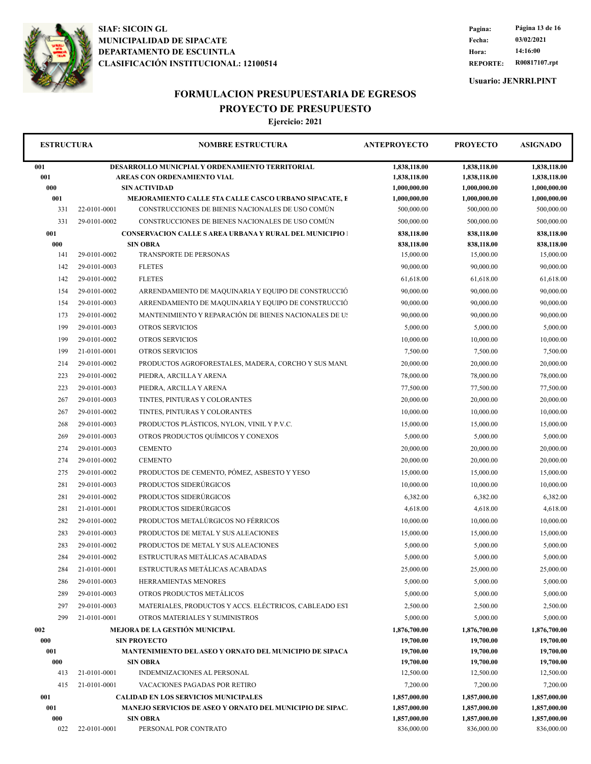**SIAF: SICOIN GL**
**MUNICIPALIDAD DE SIPACATE**
**DEPARTAMENTO DE ESCUINTLA**
**CLASIFICACIÓN INSTITUCIONAL: 12100514**

**Fecha:** 03/02/2021
**Hora:** 14:16:00
**REPORTE:** R00817107.rpt

**Usuario: JENRRI.PINT**

# FORMULACION PRESUPUESTARIA DE EGRESOS
## PROYECTO DE PRESUPUESTO
### Ejercicio: 2021

| ESTRUCTURA | | NOMBRE ESTRUCTURA | ANTEPROYECTO | PROYECTO | ASIGNADO |
|---|---|---|---|---|---|
| **001** | | **DESARROLLO MUNICPIAL Y ORDENAMIENTO TERRITORIAL** | **1,838,118.00** | **1,838,118.00** | **1,838,118.00** |
| **001** | | **AREAS CON ORDENAMIENTO VIAL** | **1,838,118.00** | **1,838,118.00** | **1,838,118.00** |
| **000** | | **SIN ACTIVIDAD** | **1,000,000.00** | **1,000,000.00** | **1,000,000.00** |
| **001** | | **MEJORAMIENTO CALLE 5TA CALLE CASCO URBANO SIPACATE, E** | **1,000,000.00** | **1,000,000.00** | **1,000,000.00** |
| 331 | 22-0101-0001 | CONSTRUCCIONES DE BIENES NACIONALES DE USO COMÚN | 500,000.00 | 500,000.00 | 500,000.00 |
| 331 | 29-0101-0002 | CONSTRUCCIONES DE BIENES NACIONALES DE USO COMÚN | 500,000.00 | 500,000.00 | 500,000.00 |
| **001** | | **CONSERVACION CALLE S AREA URBANA Y RURAL DEL MUNICIPIO I** | **838,118.00** | **838,118.00** | **838,118.00** |
| **000** | | **SIN OBRA** | **838,118.00** | **838,118.00** | **838,118.00** |
| 141 | 29-0101-0002 | TRANSPORTE DE PERSONAS | 15,000.00 | 15,000.00 | 15,000.00 |
| 142 | 29-0101-0003 | FLETES | 90,000.00 | 90,000.00 | 90,000.00 |
| 142 | 29-0101-0002 | FLETES | 61,618.00 | 61,618.00 | 61,618.00 |
| 154 | 29-0101-0002 | ARRENDAMIENTO DE MAQUINARIA Y EQUIPO DE CONSTRUCCIÓ | 90,000.00 | 90,000.00 | 90,000.00 |
| 154 | 29-0101-0003 | ARRENDAMIENTO DE MAQUINARIA Y EQUIPO DE CONSTRUCCIÓ | 90,000.00 | 90,000.00 | 90,000.00 |
| 173 | 29-0101-0002 | MANTENIMIENTO Y REPARACIÓN DE BIENES NACIONALES DE U | 90,000.00 | 90,000.00 | 90,000.00 |
| 199 | 29-0101-0003 | OTROS SERVICIOS | 5,000.00 | 5,000.00 | 5,000.00 |
| 199 | 29-0101-0002 | OTROS SERVICIOS | 10,000.00 | 10,000.00 | 10,000.00 |
| 199 | 21-0101-0001 | OTROS SERVICIOS | 7,500.00 | 7,500.00 | 7,500.00 |
| 214 | 29-0101-0002 | PRODUCTOS AGROFORESTALES, MADERA, CORCHO Y SUS MANU | 20,000.00 | 20,000.00 | 20,000.00 |
| 223 | 29-0101-0002 | PIEDRA, ARCILLA Y ARENA | 78,000.00 | 78,000.00 | 78,000.00 |
| 223 | 29-0101-0003 | PIEDRA, ARCILLA Y ARENA | 77,500.00 | 77,500.00 | 77,500.00 |
| 267 | 29-0101-0003 | TINTES, PINTURAS Y COLORANTES | 20,000.00 | 20,000.00 | 20,000.00 |
| 267 | 29-0101-0002 | TINTES, PINTURAS Y COLORANTES | 10,000.00 | 10,000.00 | 10,000.00 |
| 268 | 29-0101-0003 | PRODUCTOS PLÁSTICOS, NYLON, VINIL Y P.V.C. | 15,000.00 | 15,000.00 | 15,000.00 |
| 269 | 29-0101-0003 | OTROS PRODUCTOS QUÍMICOS Y CONEXOS | 5,000.00 | 5,000.00 | 5,000.00 |
| 274 | 29-0101-0003 | CEMENTO | 20,000.00 | 20,000.00 | 20,000.00 |
| 274 | 29-0101-0002 | CEMENTO | 20,000.00 | 20,000.00 | 20,000.00 |
| 275 | 29-0101-0002 | PRODUCTOS DE CEMENTO, PÓMEZ, ASBESTO Y YESO | 15,000.00 | 15,000.00 | 15,000.00 |
| 281 | 29-0101-0003 | PRODUCTOS SIDERÚRGICOS | 10,000.00 | 10,000.00 | 10,000.00 |
| 281 | 29-0101-0002 | PRODUCTOS SIDERÚRGICOS | 6,382.00 | 6,382.00 | 6,382.00 |
| 281 | 21-0101-0001 | PRODUCTOS SIDERÚRGICOS | 4,618.00 | 4,618.00 | 4,618.00 |
| 282 | 29-0101-0002 | PRODUCTOS METALÚRGICOS NO FÉRRICOS | 10,000.00 | 10,000.00 | 10,000.00 |
| 283 | 29-0101-0003 | PRODUCTOS DE METAL Y SUS ALEACIONES | 15,000.00 | 15,000.00 | 15,000.00 |
| 283 | 29-0101-0002 | PRODUCTOS DE METAL Y SUS ALEACIONES | 5,000.00 | 5,000.00 | 5,000.00 |
| 284 | 29-0101-0002 | ESTRUCTURAS METÁLICAS ACABADAS | 5,000.00 | 5,000.00 | 5,000.00 |
| 284 | 21-0101-0001 | ESTRUCTURAS METÁLICAS ACABADAS | 25,000.00 | 25,000.00 | 25,000.00 |
| 286 | 29-0101-0003 | HERRAMIENTAS MENORES | 5,000.00 | 5,000.00 | 5,000.00 |
| 289 | 29-0101-0003 | OTROS PRODUCTOS METÁLICOS | 5,000.00 | 5,000.00 | 5,000.00 |
| 297 | 29-0101-0003 | MATERIALES, PRODUCTOS Y ACCS. ELÉCTRICOS, CABLEADO EST | 2,500.00 | 2,500.00 | 2,500.00 |
| 299 | 21-0101-0001 | OTROS MATERIALES Y SUMINISTROS | 5,000.00 | 5,000.00 | 5,000.00 |
| **002** | | **MEJORA DE LA GESTIÓN MUNICIPAL** | **1,876,700.00** | **1,876,700.00** | **1,876,700.00** |
| **000** | | **SIN PROYECTO** | **19,700.00** | **19,700.00** | **19,700.00** |
| **001** | | **MANTENIMIENTO DEL ASEO Y ORNATO DEL MUNICIPIO DE SIPACA** | **19,700.00** | **19,700.00** | **19,700.00** |
| **000** | | **SIN OBRA** | **19,700.00** | **19,700.00** | **19,700.00** |
| 413 | 21-0101-0001 | INDEMNIZACIONES AL PERSONAL | 12,500.00 | 12,500.00 | 12,500.00 |
| 415 | 21-0101-0001 | VACACIONES PAGADAS POR RETIRO | 7,200.00 | 7,200.00 | 7,200.00 |
| **001** | | **CALIDAD EN LOS SERVICIOS MUNICIPALES** | **1,857,000.00** | **1,857,000.00** | **1,857,000.00** |
| **001** | | **MANEJO SERVICIOS DE ASEO Y ORNATO DEL MUNICIPIO DE SIPAC.** | **1,857,000.00** | **1,857,000.00** | **1,857,000.00** |
| **000** | | **SIN OBRA** | **1,857,000.00** | **1,857,000.00** | **1,857,000.00** |
| 022 | 22-0101-0001 | PERSONAL POR CONTRATO | 836,000.00 | 836,000.00 | 836,000.00 |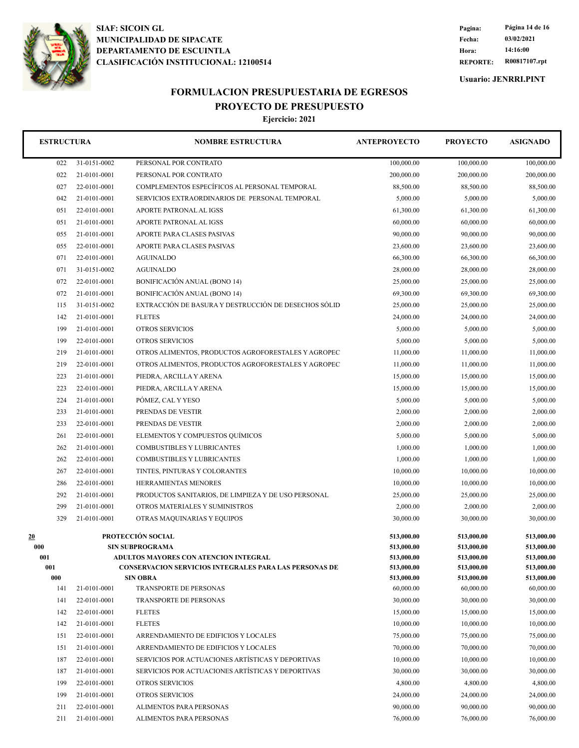**SIAF: SICOIN GL**
**MUNICIPALIDAD DE SIPACATE**
**DEPARTAMENTO DE ESCUINTLA**
**CLASIFICACIÓN INSTITUCIONAL: 12100514**

**Fecha:** 03/02/2021
**Hora:** 14:16:00
**REPORTE:** R00817107.rpt
**Usuario: JENRRI.PINT**

## FORMULACION PRESUPUESTARIA DE EGRESOS
## PROYECTO DE PRESUPUESTO
### Ejercicio: 2021

| ESTRUCTURA | | NOMBRE ESTRUCTURA | ANTEPROYECTO | PROYECTO | ASIGNADO |
|---|---|---|---|---|---|
| 022 | 31-0151-0002 | PERSONAL POR CONTRATO | 100,000.00 | 100,000.00 | 100,000.00 |
| 022 | 21-0101-0001 | PERSONAL POR CONTRATO | 200,000.00 | 200,000.00 | 200,000.00 |
| 027 | 22-0101-0001 | COMPLEMENTOS ESPECÍFICOS AL PERSONAL TEMPORAL | 88,500.00 | 88,500.00 | 88,500.00 |
| 042 | 21-0101-0001 | SERVICIOS EXTRAORDINARIOS DE PERSONAL TEMPORAL | 5,000.00 | 5,000.00 | 5,000.00 |
| 051 | 22-0101-0001 | APORTE PATRONAL AL IGSS | 61,300.00 | 61,300.00 | 61,300.00 |
| 051 | 21-0101-0001 | APORTE PATRONAL AL IGSS | 60,000.00 | 60,000.00 | 60,000.00 |
| 055 | 21-0101-0001 | APORTE PARA CLASES PASIVAS | 90,000.00 | 90,000.00 | 90,000.00 |
| 055 | 22-0101-0001 | APORTE PARA CLASES PASIVAS | 23,600.00 | 23,600.00 | 23,600.00 |
| 071 | 22-0101-0001 | AGUINALDO | 66,300.00 | 66,300.00 | 66,300.00 |
| 071 | 31-0151-0002 | AGUINALDO | 28,000.00 | 28,000.00 | 28,000.00 |
| 072 | 22-0101-0001 | BONIFICACIÓN ANUAL (BONO 14) | 25,000.00 | 25,000.00 | 25,000.00 |
| 072 | 21-0101-0001 | BONIFICACIÓN ANUAL (BONO 14) | 69,300.00 | 69,300.00 | 69,300.00 |
| 115 | 31-0151-0002 | EXTRACCIÓN DE BASURA Y DESTRUCCIÓN DE DESECHOS SÓLID | 25,000.00 | 25,000.00 | 25,000.00 |
| 142 | 21-0101-0001 | FLETES | 24,000.00 | 24,000.00 | 24,000.00 |
| 199 | 21-0101-0001 | OTROS SERVICIOS | 5,000.00 | 5,000.00 | 5,000.00 |
| 199 | 22-0101-0001 | OTROS SERVICIOS | 5,000.00 | 5,000.00 | 5,000.00 |
| 219 | 21-0101-0001 | OTROS ALIMENTOS, PRODUCTOS AGROFORESTALES Y AGROPEC | 11,000.00 | 11,000.00 | 11,000.00 |
| 219 | 22-0101-0001 | OTROS ALIMENTOS, PRODUCTOS AGROFORESTALES Y AGROPEC | 11,000.00 | 11,000.00 | 11,000.00 |
| 223 | 21-0101-0001 | PIEDRA, ARCILLA Y ARENA | 15,000.00 | 15,000.00 | 15,000.00 |
| 223 | 22-0101-0001 | PIEDRA, ARCILLA Y ARENA | 15,000.00 | 15,000.00 | 15,000.00 |
| 224 | 21-0101-0001 | PÓMEZ, CAL Y YESO | 5,000.00 | 5,000.00 | 5,000.00 |
| 233 | 21-0101-0001 | PRENDAS DE VESTIR | 2,000.00 | 2,000.00 | 2,000.00 |
| 233 | 22-0101-0001 | PRENDAS DE VESTIR | 2,000.00 | 2,000.00 | 2,000.00 |
| 261 | 22-0101-0001 | ELEMENTOS Y COMPUESTOS QUÍMICOS | 5,000.00 | 5,000.00 | 5,000.00 |
| 262 | 21-0101-0001 | COMBUSTIBLES Y LUBRICANTES | 1,000.00 | 1,000.00 | 1,000.00 |
| 262 | 22-0101-0001 | COMBUSTIBLES Y LUBRICANTES | 1,000.00 | 1,000.00 | 1,000.00 |
| 267 | 22-0101-0001 | TINTES, PINTURAS Y COLORANTES | 10,000.00 | 10,000.00 | 10,000.00 |
| 286 | 22-0101-0001 | HERRAMIENTAS MENORES | 10,000.00 | 10,000.00 | 10,000.00 |
| 292 | 21-0101-0001 | PRODUCTOS SANITARIOS, DE LIMPIEZA Y DE USO PERSONAL | 25,000.00 | 25,000.00 | 25,000.00 |
| 299 | 21-0101-0001 | OTROS MATERIALES Y SUMINISTROS | 2,000.00 | 2,000.00 | 2,000.00 |
| 329 | 21-0101-0001 | OTRAS MAQUINARIAS Y EQUIPOS | 30,000.00 | 30,000.00 | 30,000.00 |
| **20** | | **PROTECCIÓN SOCIAL** | **513,000.00** | **513,000.00** | **513,000.00** |
| **000** | | **SIN SUBPROGRAMA** | **513,000.00** | **513,000.00** | **513,000.00** |
| **001** | | **ADULTOS MAYORES CON ATENCION INTEGRAL** | **513,000.00** | **513,000.00** | **513,000.00** |
| **001** | | **CONSERVACION SERVICIOS INTEGRALES PARA LAS PERSONAS DE** | **513,000.00** | **513,000.00** | **513,000.00** |
| **000** | | **SIN OBRA** | **513,000.00** | **513,000.00** | **513,000.00** |
| 141 | 21-0101-0001 | TRANSPORTE DE PERSONAS | 60,000.00 | 60,000.00 | 60,000.00 |
| 141 | 22-0101-0001 | TRANSPORTE DE PERSONAS | 30,000.00 | 30,000.00 | 30,000.00 |
| 142 | 22-0101-0001 | FLETES | 15,000.00 | 15,000.00 | 15,000.00 |
| 142 | 21-0101-0001 | FLETES | 10,000.00 | 10,000.00 | 10,000.00 |
| 151 | 22-0101-0001 | ARRENDAMIENTO DE EDIFICIOS Y LOCALES | 75,000.00 | 75,000.00 | 75,000.00 |
| 151 | 21-0101-0001 | ARRENDAMIENTO DE EDIFICIOS Y LOCALES | 70,000.00 | 70,000.00 | 70,000.00 |
| 187 | 22-0101-0001 | SERVICIOS POR ACTUACIONES ARTÍSTICAS Y DEPORTIVAS | 10,000.00 | 10,000.00 | 10,000.00 |
| 187 | 21-0101-0001 | SERVICIOS POR ACTUACIONES ARTÍSTICAS Y DEPORTIVAS | 30,000.00 | 30,000.00 | 30,000.00 |
| 199 | 22-0101-0001 | OTROS SERVICIOS | 4,800.00 | 4,800.00 | 4,800.00 |
| 199 | 21-0101-0001 | OTROS SERVICIOS | 24,000.00 | 24,000.00 | 24,000.00 |
| 211 | 22-0101-0001 | ALIMENTOS PARA PERSONAS | 90,000.00 | 90,000.00 | 90,000.00 |
| 211 | 21-0101-0001 | ALIMENTOS PARA PERSONAS | 76,000.00 | 76,000.00 | 76,000.00 |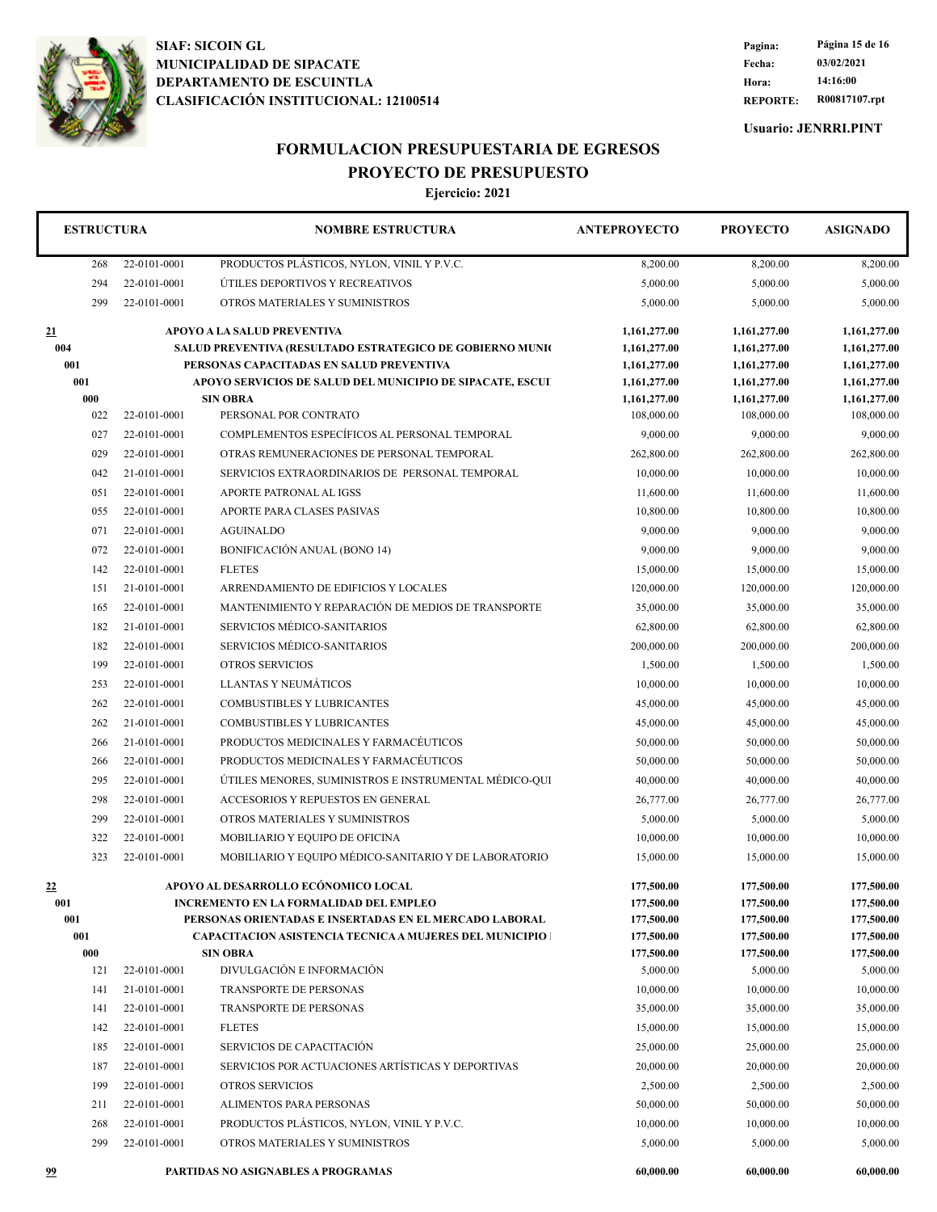**SIAF: SICOIN GL**
**MUNICIPALIDAD DE SIPACATE**
**DEPARTAMENTO DE ESCUINTLA**
**CLASIFICACIÓN INSTITUCIONAL: 12100514**

**Pagina:** Página 15 de 16
**Fecha:** 03/02/2021
**Hora:** 14:16:00
**REPORTE:** R00817107.rpt

**Usuario: JENRRI.PINT**

# FORMULACION PRESUPUESTARIA DE EGRESOS
## PROYECTO DE PRESUPUESTO
### Ejercicio: 2021

| ESTRUCTURA | | NOMBRE ESTRUCTURA | ANTEPROYECTO | PROYECTO | ASIGNADO |
|---|---|---|---|---|---|
| 268 | 22-0101-0001 | PRODUCTOS PLÁSTICOS, NYLON, VINIL Y P.V.C. | 8,200.00 | 8,200.00 | 8,200.00 |
| 294 | 22-0101-0001 | ÚTILES DEPORTIVOS Y RECREATIVOS | 5,000.00 | 5,000.00 | 5,000.00 |
| 299 | 22-0101-0001 | OTROS MATERIALES Y SUMINISTROS | 5,000.00 | 5,000.00 | 5,000.00 |
| **21** | | **APOYO A LA SALUD PREVENTIVA** | **1,161,277.00** | **1,161,277.00** | **1,161,277.00** |
| **004** | | **SALUD PREVENTIVA (RESULTADO ESTRATEGICO DE GOBIERNO MUNI(** | **1,161,277.00** | **1,161,277.00** | **1,161,277.00** |
| **001** | | **PERSONAS CAPACITADAS EN SALUD PREVENTIVA** | **1,161,277.00** | **1,161,277.00** | **1,161,277.00** |
| **001** | | **APOYO SERVICIOS DE SALUD DEL MUNICIPIO DE SIPACATE, ESCUI** | **1,161,277.00** | **1,161,277.00** | **1,161,277.00** |
| **000** | | **SIN OBRA** | **1,161,277.00** | **1,161,277.00** | **1,161,277.00** |
| 022 | 22-0101-0001 | PERSONAL POR CONTRATO | 108,000.00 | 108,000.00 | 108,000.00 |
| 027 | 22-0101-0001 | COMPLEMENTOS ESPECÍFICOS AL PERSONAL TEMPORAL | 9,000.00 | 9,000.00 | 9,000.00 |
| 029 | 22-0101-0001 | OTRAS REMUNERACIONES DE PERSONAL TEMPORAL | 262,800.00 | 262,800.00 | 262,800.00 |
| 042 | 21-0101-0001 | SERVICIOS EXTRAORDINARIOS DE PERSONAL TEMPORAL | 10,000.00 | 10,000.00 | 10,000.00 |
| 051 | 22-0101-0001 | APORTE PATRONAL AL IGSS | 11,600.00 | 11,600.00 | 11,600.00 |
| 055 | 22-0101-0001 | APORTE PARA CLASES PASIVAS | 10,800.00 | 10,800.00 | 10,800.00 |
| 071 | 22-0101-0001 | AGUINALDO | 9,000.00 | 9,000.00 | 9,000.00 |
| 072 | 22-0101-0001 | BONIFICACIÓN ANUAL (BONO 14) | 9,000.00 | 9,000.00 | 9,000.00 |
| 142 | 22-0101-0001 | FLETES | 15,000.00 | 15,000.00 | 15,000.00 |
| 151 | 21-0101-0001 | ARRENDAMIENTO DE EDIFICIOS Y LOCALES | 120,000.00 | 120,000.00 | 120,000.00 |
| 165 | 22-0101-0001 | MANTENIMIENTO Y REPARACIÓN DE MEDIOS DE TRANSPORTE | 35,000.00 | 35,000.00 | 35,000.00 |
| 182 | 21-0101-0001 | SERVICIOS MÉDICO-SANITARIOS | 62,800.00 | 62,800.00 | 62,800.00 |
| 182 | 22-0101-0001 | SERVICIOS MÉDICO-SANITARIOS | 200,000.00 | 200,000.00 | 200,000.00 |
| 199 | 22-0101-0001 | OTROS SERVICIOS | 1,500.00 | 1,500.00 | 1,500.00 |
| 253 | 22-0101-0001 | LLANTAS Y NEUMÁTICOS | 10,000.00 | 10,000.00 | 10,000.00 |
| 262 | 22-0101-0001 | COMBUSTIBLES Y LUBRICANTES | 45,000.00 | 45,000.00 | 45,000.00 |
| 262 | 21-0101-0001 | COMBUSTIBLES Y LUBRICANTES | 45,000.00 | 45,000.00 | 45,000.00 |
| 266 | 21-0101-0001 | PRODUCTOS MEDICINALES Y FARMACÉUTICOS | 50,000.00 | 50,000.00 | 50,000.00 |
| 266 | 22-0101-0001 | PRODUCTOS MEDICINALES Y FARMACÉUTICOS | 50,000.00 | 50,000.00 | 50,000.00 |
| 295 | 22-0101-0001 | ÚTILES MENORES, SUMINISTROS E INSTRUMENTAL MÉDICO-QUI | 40,000.00 | 40,000.00 | 40,000.00 |
| 298 | 22-0101-0001 | ACCESORIOS Y REPUESTOS EN GENERAL | 26,777.00 | 26,777.00 | 26,777.00 |
| 299 | 22-0101-0001 | OTROS MATERIALES Y SUMINISTROS | 5,000.00 | 5,000.00 | 5,000.00 |
| 322 | 22-0101-0001 | MOBILIARIO Y EQUIPO DE OFICINA | 10,000.00 | 10,000.00 | 10,000.00 |
| 323 | 22-0101-0001 | MOBILIARIO Y EQUIPO MÉDICO-SANITARIO Y DE LABORATORIO | 15,000.00 | 15,000.00 | 15,000.00 |
| **22** | | **APOYO AL DESARROLLO ECÓNOMICO LOCAL** | **177,500.00** | **177,500.00** | **177,500.00** |
| **001** | | **INCREMENTO EN LA FORMALIDAD DEL EMPLEO** | **177,500.00** | **177,500.00** | **177,500.00** |
| **001** | | **PERSONAS ORIENTADAS E INSERTADAS EN EL MERCADO LABORAL** | **177,500.00** | **177,500.00** | **177,500.00** |
| **001** | | **CAPACITACION ASISTENCIA TECNICA A MUJERES DEL MUNICIPIO** | **177,500.00** | **177,500.00** | **177,500.00** |
| **000** | | **SIN OBRA** | **177,500.00** | **177,500.00** | **177,500.00** |
| 121 | 22-0101-0001 | DIVULGACIÓN E INFORMACIÓN | 5,000.00 | 5,000.00 | 5,000.00 |
| 141 | 21-0101-0001 | TRANSPORTE DE PERSONAS | 10,000.00 | 10,000.00 | 10,000.00 |
| 141 | 22-0101-0001 | TRANSPORTE DE PERSONAS | 35,000.00 | 35,000.00 | 35,000.00 |
| 142 | 22-0101-0001 | FLETES | 15,000.00 | 15,000.00 | 15,000.00 |
| 185 | 22-0101-0001 | SERVICIOS DE CAPACITACIÓN | 25,000.00 | 25,000.00 | 25,000.00 |
| 187 | 22-0101-0001 | SERVICIOS POR ACTUACIONES ARTÍSTICAS Y DEPORTIVAS | 20,000.00 | 20,000.00 | 20,000.00 |
| 199 | 22-0101-0001 | OTROS SERVICIOS | 2,500.00 | 2,500.00 | 2,500.00 |
| 211 | 22-0101-0001 | ALIMENTOS PARA PERSONAS | 50,000.00 | 50,000.00 | 50,000.00 |
| 268 | 22-0101-0001 | PRODUCTOS PLÁSTICOS, NYLON, VINIL Y P.V.C. | 10,000.00 | 10,000.00 | 10,000.00 |
| 299 | 22-0101-0001 | OTROS MATERIALES Y SUMINISTROS | 5,000.00 | 5,000.00 | 5,000.00 |
| **99** | | **PARTIDAS NO ASIGNABLES A PROGRAMAS** | **60,000.00** | **60,000.00** | **60,000.00** |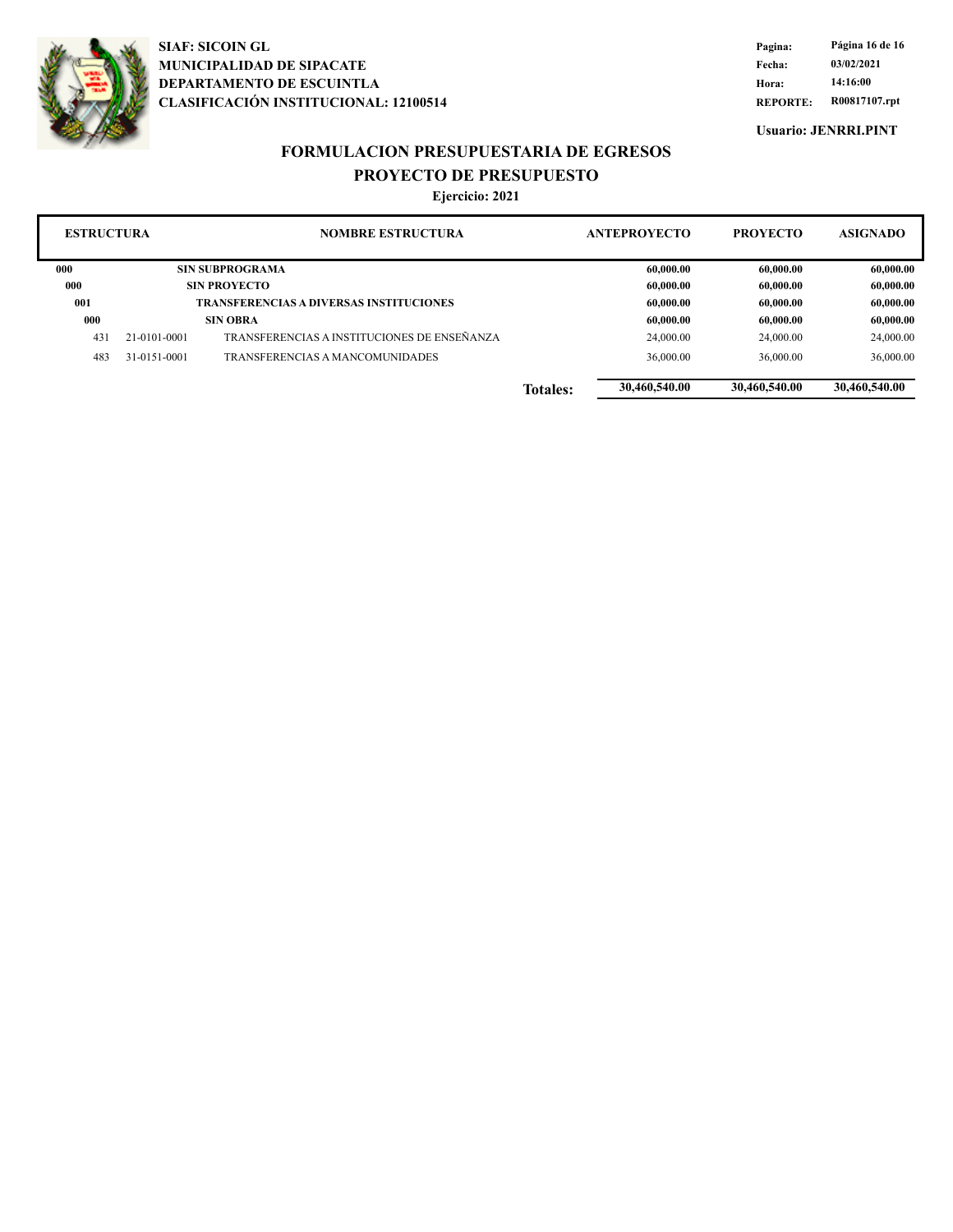SIAF: SICOIN GL
MUNICIPALIDAD DE SIPACATE
DEPARTAMENTO DE ESCUINTLA
CLASIFICACIÓN INSTITUCIONAL: 12100514

Pagina: Página 16 de 16
Fecha: 03/02/2021
Hora: 14:16:00
REPORTE: R00817107.rpt

Usuario: JENRRI.PINT

# FORMULACION PRESUPUESTARIA DE EGRESOS
## PROYECTO DE PRESUPUESTO
### Ejercicio: 2021

| ESTRUCTURA | | NOMBRE ESTRUCTURA | ANTEPROYECTO | PROYECTO | ASIGNADO |
|---|---|---|---|---|---|
| **000** | | **SIN SUBPROGRAMA** | **60,000.00** | **60,000.00** | **60,000.00** |
| **000** | | **SIN PROYECTO** | **60,000.00** | **60,000.00** | **60,000.00** |
| **001** | | **TRANSFERENCIAS A DIVERSAS INSTITUCIONES** | **60,000.00** | **60,000.00** | **60,000.00** |
| **000** | | **SIN OBRA** | **60,000.00** | **60,000.00** | **60,000.00** |
| 431 | 21-0101-0001 | TRANSFERENCIAS A INSTITUCIONES DE ENSEÑANZA | 24,000.00 | 24,000.00 | 24,000.00 |
| 483 | 31-0151-0001 | TRANSFERENCIAS A MANCOMUNIDADES | 36,000.00 | 36,000.00 | 36,000.00 |
| | | **Totales:** | **30,460,540.00** | **30,460,540.00** | **30,460,540.00** |